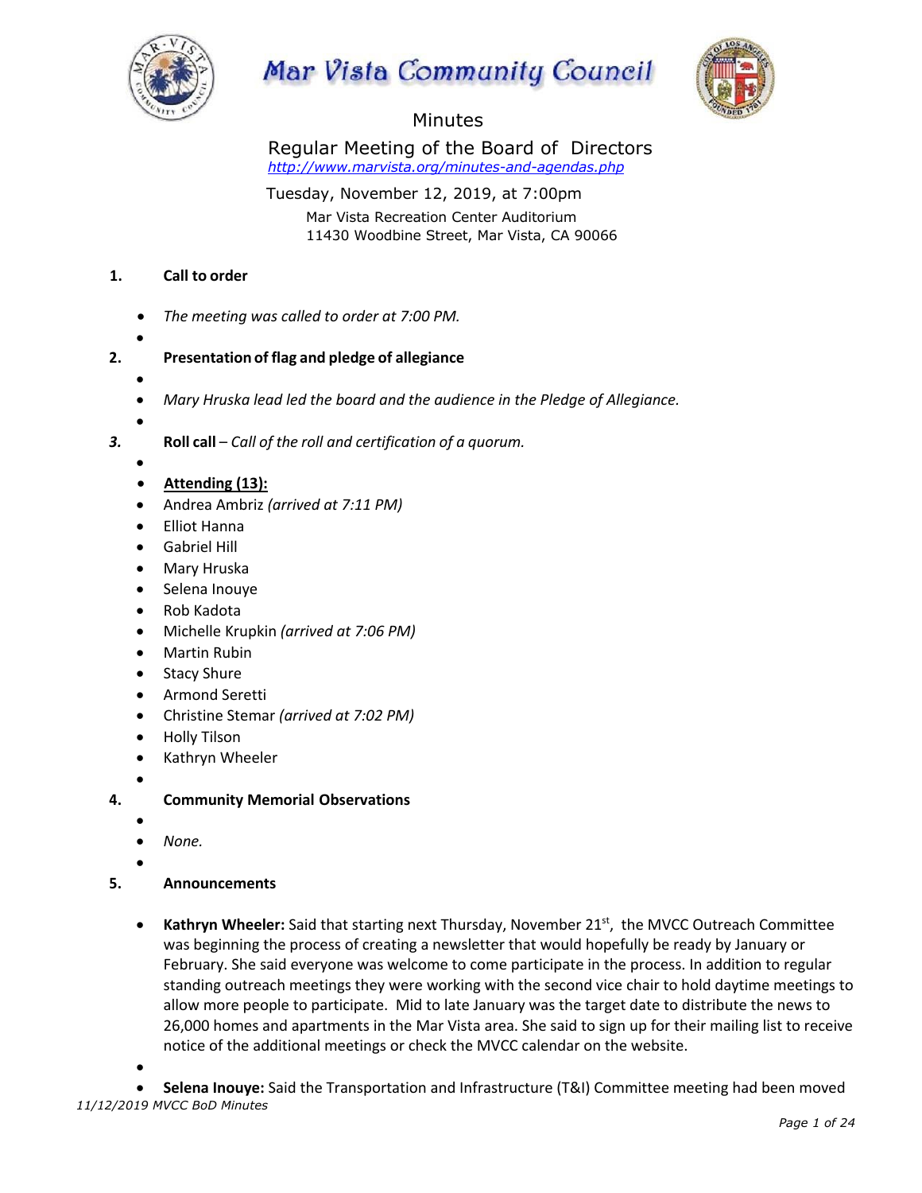# Mar Vista Community Council

## Minutes

### Regular Meeting of the Board of Directors

http://www.marvista.org/minutes-and-agendas.php

Tuesday, November 12, 2019, at 7:00pm

Mar Vista Recreation Center Auditorium
11430 Woodbine Street, Mar Vista, CA 90066

**1. Call to order**

- *The meeting was called to order at 7:00 PM.*

**2. Presentation of flag and pledge of allegiance**

- *Mary Hruska lead led the board and the audience in the Pledge of Allegiance.*

***3.* Roll call** – *Call of the roll and certification of a quorum.*

- **Attending (13):**
- Andrea Ambriz *(arrived at 7:11 PM)*
- Elliot Hanna
- Gabriel Hill
- Mary Hruska
- Selena Inouye
- Rob Kadota
- Michelle Krupkin *(arrived at 7:06 PM)*
- Martin Rubin
- Stacy Shure
- Armond Seretti
- Christine Stemar *(arrived at 7:02 PM)*
- Holly Tilson
- Kathryn Wheeler

**4. Community Memorial Observations**

- *None.*

**5. Announcements**

- **Kathryn Wheeler:** Said that starting next Thursday, November 21st, the MVCC Outreach Committee was beginning the process of creating a newsletter that would hopefully be ready by January or February. She said everyone was welcome to come participate in the process. In addition to regular standing outreach meetings they were working with the second vice chair to hold daytime meetings to allow more people to participate. Mid to late January was the target date to distribute the news to 26,000 homes and apartments in the Mar Vista area. She said to sign up for their mailing list to receive notice of the additional meetings or check the MVCC calendar on the website.

- **Selena Inouye:** Said the Transportation and Infrastructure (T&I) Committee meeting had been moved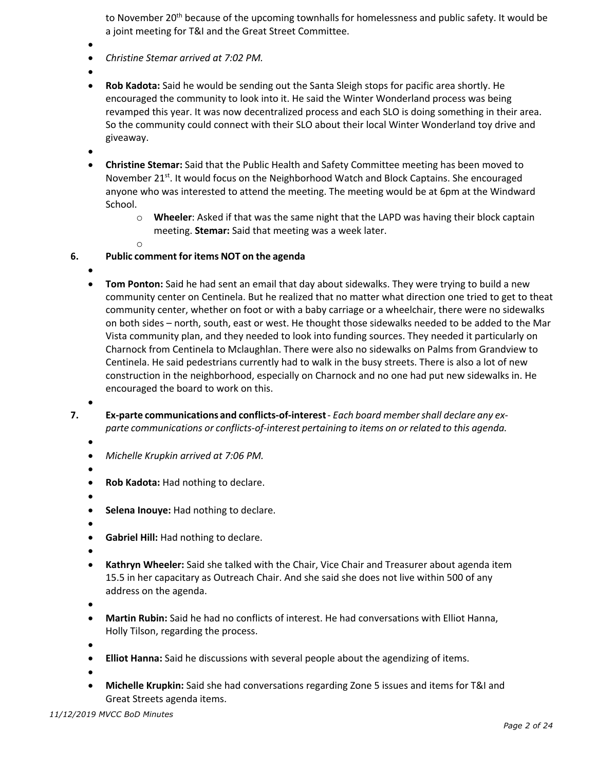to November 20th because of the upcoming townhalls for homelessness and public safety. It would be a joint meeting for T&I and the Great Street Committee.

- *Christine Stemar arrived at 7:02 PM.*

- **Rob Kadota:** Said he would be sending out the Santa Sleigh stops for pacific area shortly. He encouraged the community to look into it. He said the Winter Wonderland process was being revamped this year. It was now decentralized process and each SLO is doing something in their area. So the community could connect with their SLO about their local Winter Wonderland toy drive and giveaway.

- **Christine Stemar:** Said that the Public Health and Safety Committee meeting has been moved to November 21st. It would focus on the Neighborhood Watch and Block Captains. She encouraged anyone who was interested to attend the meeting. The meeting would be at 6pm at the Windward School.
    - **Wheeler**: Asked if that was the same night that the LAPD was having their block captain meeting. **Stemar:** Said that meeting was a week later.

## 6. Public comment for items NOT on the agenda

- **Tom Ponton:** Said he had sent an email that day about sidewalks. They were trying to build a new community center on Centinela. But he realized that no matter what direction one tried to get to theat community center, whether on foot or with a baby carriage or a wheelchair, there were no sidewalks on both sides – north, south, east or west. He thought those sidewalks needed to be added to the Mar Vista community plan, and they needed to look into funding sources. They needed it particularly on Charnock from Centinela to Mclaughlan. There were also no sidewalks on Palms from Grandview to Centinela. He said pedestrians currently had to walk in the busy streets. There is also a lot of new construction in the neighborhood, especially on Charnock and no one had put new sidewalks in. He encouraged the board to work on this.

## 7. Ex-parte communications and conflicts-of-interest - *Each board member shall declare any ex-parte communications or conflicts-of-interest pertaining to items on or related to this agenda.*

- *Michelle Krupkin arrived at 7:06 PM.*

- **Rob Kadota:** Had nothing to declare.

- **Selena Inouye:** Had nothing to declare.

- **Gabriel Hill:** Had nothing to declare.

- **Kathryn Wheeler:** Said she talked with the Chair, Vice Chair and Treasurer about agenda item 15.5 in her capacitary as Outreach Chair. And she said she does not live within 500 of any address on the agenda.

- **Martin Rubin:** Said he had no conflicts of interest. He had conversations with Elliot Hanna, Holly Tilson, regarding the process.

- **Elliot Hanna:** Said he discussions with several people about the agendizing of items.

- **Michelle Krupkin:** Said she had conversations regarding Zone 5 issues and items for T&I and Great Streets agenda items.

*11/12/2019 MVCC BoD Minutes*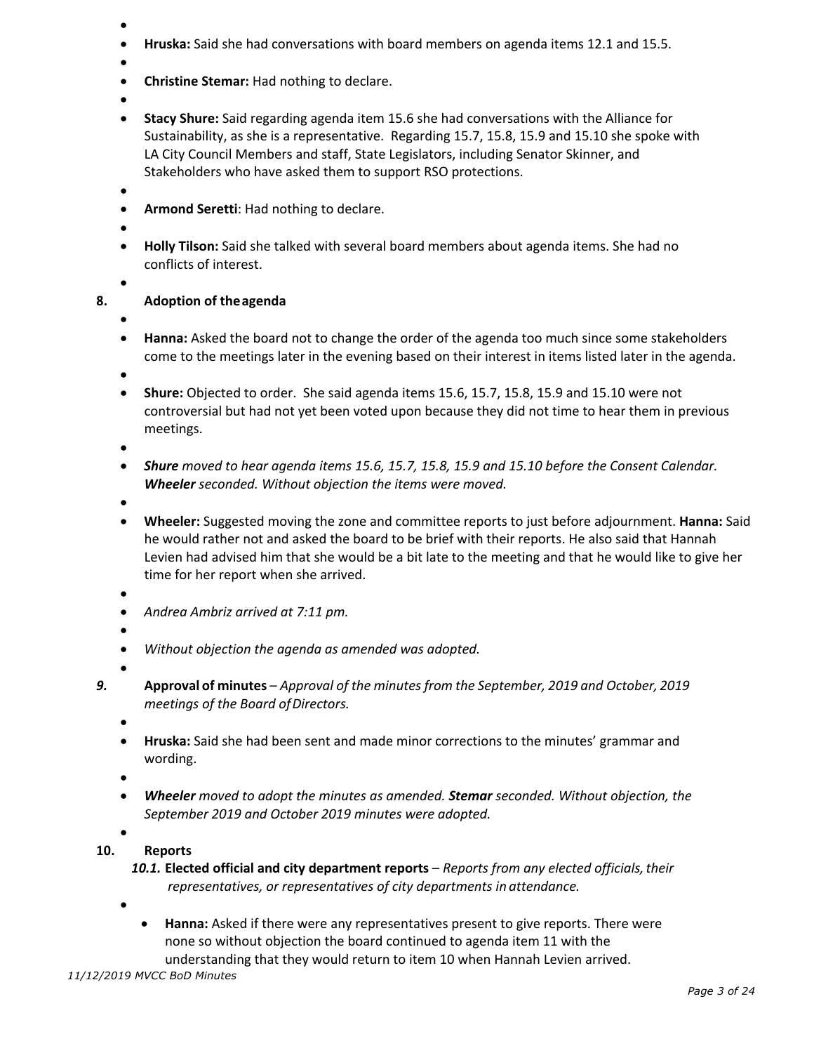- **Hruska:** Said she had conversations with board members on agenda items 12.1 and 15.5.
- **Christine Stemar:** Had nothing to declare.
- **Stacy Shure:** Said regarding agenda item 15.6 she had conversations with the Alliance for Sustainability, as she is a representative. Regarding 15.7, 15.8, 15.9 and 15.10 she spoke with LA City Council Members and staff, State Legislators, including Senator Skinner, and Stakeholders who have asked them to support RSO protections.
- **Armond Seretti**: Had nothing to declare.
- **Holly Tilson:** Said she talked with several board members about agenda items. She had no conflicts of interest.

**8. Adoption of the agenda**

- **Hanna:** Asked the board not to change the order of the agenda too much since some stakeholders come to the meetings later in the evening based on their interest in items listed later in the agenda.
- **Shure:** Objected to order. She said agenda items 15.6, 15.7, 15.8, 15.9 and 15.10 were not controversial but had not yet been voted upon because they did not time to hear them in previous meetings.
- ***Shure** moved to hear agenda items 15.6, 15.7, 15.8, 15.9 and 15.10 before the Consent Calendar. **Wheeler** seconded. Without objection the items were moved.*
- **Wheeler:** Suggested moving the zone and committee reports to just before adjournment. **Hanna:** Said he would rather not and asked the board to be brief with their reports. He also said that Hannah Levien had advised him that she would be a bit late to the meeting and that he would like to give her time for her report when she arrived.
- *Andrea Ambriz arrived at 7:11 pm.*
- *Without objection the agenda as amended was adopted.*

***9.*** **Approval of minutes** – *Approval of the minutes from the September, 2019 and October, 2019 meetings of the Board of Directors.*

- **Hruska:** Said she had been sent and made minor corrections to the minutes' grammar and wording.
- ***Wheeler** moved to adopt the minutes as amended. **Stemar** seconded. Without objection, the September 2019 and October 2019 minutes were adopted.*

**10. Reports**

***10.1.*** **Elected official and city department reports** – *Reports from any elected officials, their representatives, or representatives of city departments in attendance.*

- **Hanna:** Asked if there were any representatives present to give reports. There were none so without objection the board continued to agenda item 11 with the understanding that they would return to item 10 when Hannah Levien arrived.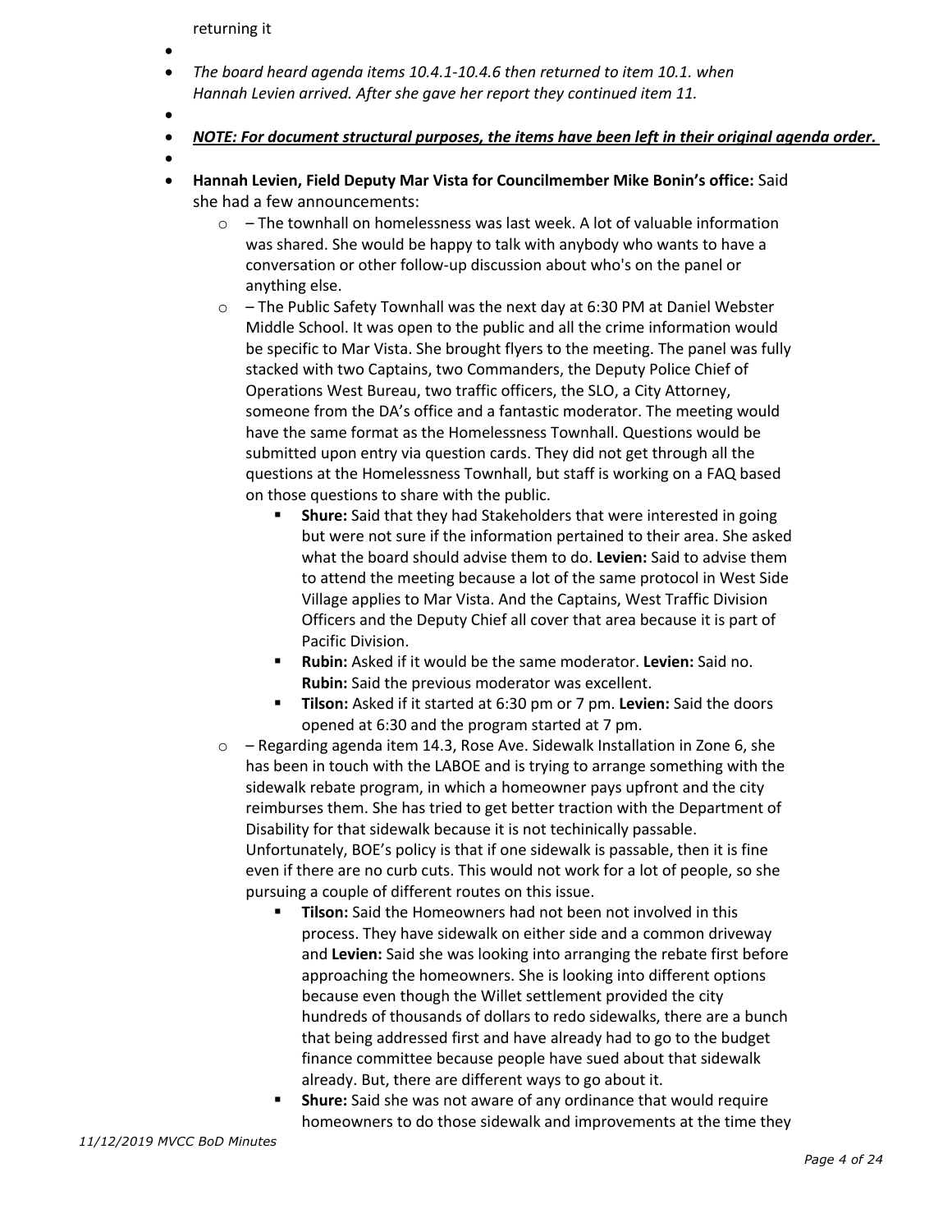returning it

- 
- *The board heard agenda items 10.4.1-10.4.6 then returned to item 10.1. when Hannah Levien arrived. After she gave her report they continued item 11.*
- 
- ***NOTE: For document structural purposes, the items have been left in their original agenda order.***
- 
- **Hannah Levien, Field Deputy Mar Vista for Councilmember Mike Bonin's office:** Said she had a few announcements:
    - – The townhall on homelessness was last week. A lot of valuable information was shared. She would be happy to talk with anybody who wants to have a conversation or other follow-up discussion about who's on the panel or anything else.
    - – The Public Safety Townhall was the next day at 6:30 PM at Daniel Webster Middle School. It was open to the public and all the crime information would be specific to Mar Vista. She brought flyers to the meeting. The panel was fully stacked with two Captains, two Commanders, the Deputy Police Chief of Operations West Bureau, two traffic officers, the SLO, a City Attorney, someone from the DA's office and a fantastic moderator. The meeting would have the same format as the Homelessness Townhall. Questions would be submitted upon entry via question cards. They did not get through all the questions at the Homelessness Townhall, but staff is working on a FAQ based on those questions to share with the public.
        - **Shure:** Said that they had Stakeholders that were interested in going but were not sure if the information pertained to their area. She asked what the board should advise them to do. **Levien:** Said to advise them to attend the meeting because a lot of the same protocol in West Side Village applies to Mar Vista. And the Captains, West Traffic Division Officers and the Deputy Chief all cover that area because it is part of Pacific Division.
        - **Rubin:** Asked if it would be the same moderator. **Levien:** Said no. **Rubin:** Said the previous moderator was excellent.
        - **Tilson:** Asked if it started at 6:30 pm or 7 pm. **Levien:** Said the doors opened at 6:30 and the program started at 7 pm.
    - – Regarding agenda item 14.3, Rose Ave. Sidewalk Installation in Zone 6, she has been in touch with the LABOE and is trying to arrange something with the sidewalk rebate program, in which a homeowner pays upfront and the city reimburses them. She has tried to get better traction with the Department of Disability for that sidewalk because it is not techinically passable. Unfortunately, BOE's policy is that if one sidewalk is passable, then it is fine even if there are no curb cuts. This would not work for a lot of people, so she pursuing a couple of different routes on this issue.
        - **Tilson:** Said the Homeowners had not been not involved in this process. They have sidewalk on either side and a common driveway and **Levien:** Said she was looking into arranging the rebate first before approaching the homeowners. She is looking into different options because even though the Willet settlement provided the city hundreds of thousands of dollars to redo sidewalks, there are a bunch that being addressed first and have already had to go to the budget finance committee because people have sued about that sidewalk already. But, there are different ways to go about it.
        - **Shure:** Said she was not aware of any ordinance that would require homeowners to do those sidewalk and improvements at the time they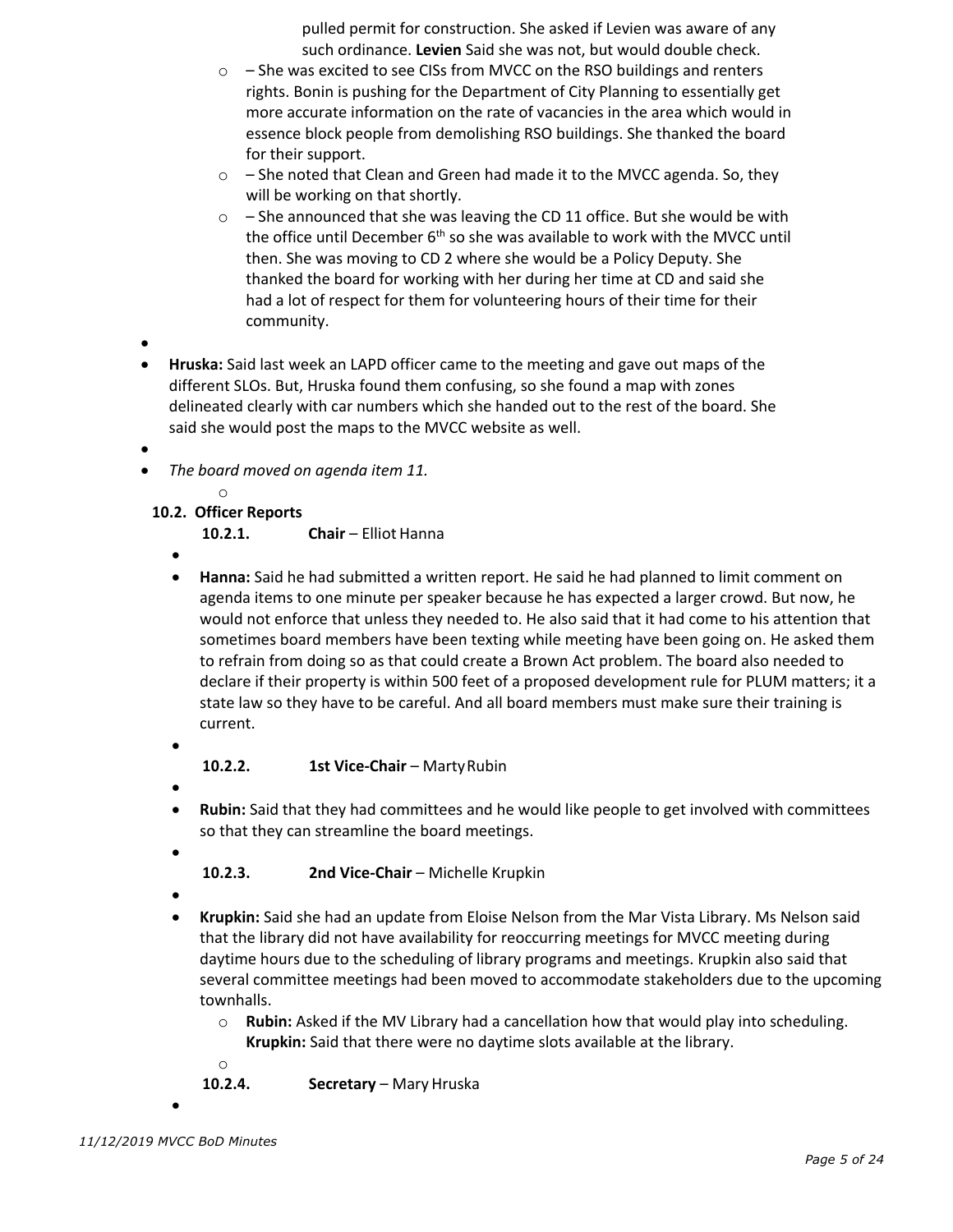pulled permit for construction. She asked if Levien was aware of any such ordinance. **Levien** Said she was not, but would double check.

- – She was excited to see CISs from MVCC on the RSO buildings and renters rights. Bonin is pushing for the Department of City Planning to essentially get more accurate information on the rate of vacancies in the area which would in essence block people from demolishing RSO buildings. She thanked the board for their support.
- – She noted that Clean and Green had made it to the MVCC agenda. So, they will be working on that shortly.
- – She announced that she was leaving the CD 11 office. But she would be with the office until December 6th so she was available to work with the MVCC until then. She was moving to CD 2 where she would be a Policy Deputy. She thanked the board for working with her during her time at CD and said she had a lot of respect for them for volunteering hours of their time for their community.

- **Hruska:** Said last week an LAPD officer came to the meeting and gave out maps of the different SLOs. But, Hruska found them confusing, so she found a map with zones delineated clearly with car numbers which she handed out to the rest of the board. She said she would post the maps to the MVCC website as well.

- *The board moved on agenda item 11.*

**10.2. Officer Reports**

**10.2.1. Chair** – Elliot Hanna

- **Hanna:** Said he had submitted a written report. He said he had planned to limit comment on agenda items to one minute per speaker because he has expected a larger crowd. But now, he would not enforce that unless they needed to. He also said that it had come to his attention that sometimes board members have been texting while meeting have been going on. He asked them to refrain from doing so as that could create a Brown Act problem. The board also needed to declare if their property is within 500 feet of a proposed development rule for PLUM matters; it a state law so they have to be careful. And all board members must make sure their training is current.

**10.2.2. 1st Vice-Chair** – Marty Rubin

- **Rubin:** Said that they had committees and he would like people to get involved with committees so that they can streamline the board meetings.

**10.2.3. 2nd Vice-Chair** – Michelle Krupkin

- **Krupkin:** Said she had an update from Eloise Nelson from the Mar Vista Library. Ms Nelson said that the library did not have availability for reoccurring meetings for MVCC meeting during daytime hours due to the scheduling of library programs and meetings. Krupkin also said that several committee meetings had been moved to accommodate stakeholders due to the upcoming townhalls.
  - **Rubin:** Asked if the MV Library had a cancellation how that would play into scheduling. **Krupkin:** Said that there were no daytime slots available at the library.

**10.2.4. Secretary** – Mary Hruska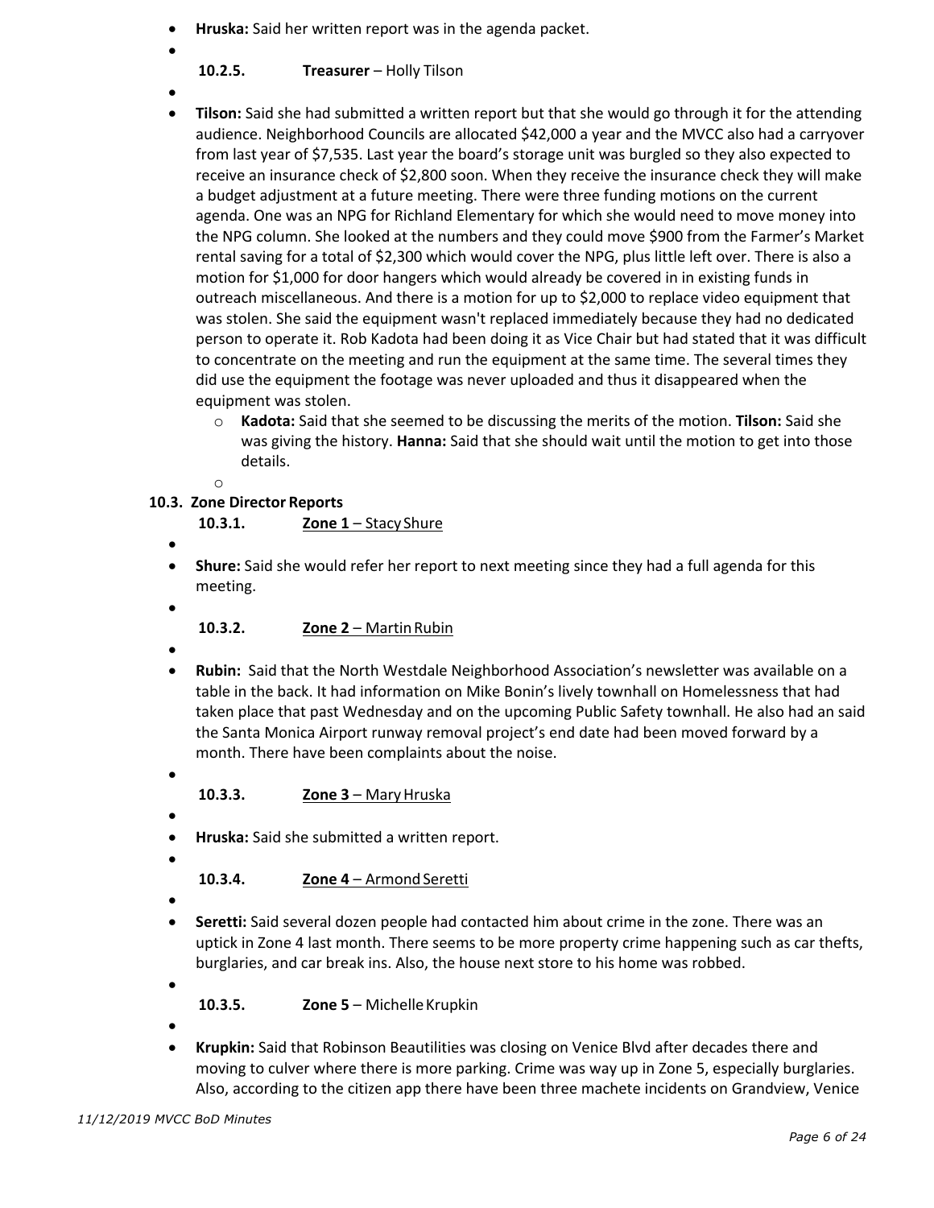- **Hruska:** Said her written report was in the agenda packet.

**10.2.5. Treasurer** – Holly Tilson

- **Tilson:** Said she had submitted a written report but that she would go through it for the attending audience. Neighborhood Councils are allocated $42,000 a year and the MVCC also had a carryover from last year of $7,535. Last year the board's storage unit was burgled so they also expected to receive an insurance check of $2,800 soon. When they receive the insurance check they will make a budget adjustment at a future meeting. There were three funding motions on the current agenda. One was an NPG for Richland Elementary for which she would need to move money into the NPG column. She looked at the numbers and they could move $900 from the Farmer's Market rental saving for a total of $2,300 which would cover the NPG, plus little left over. There is also a motion for $1,000 for door hangers which would already be covered in in existing funds in outreach miscellaneous. And there is a motion for up to $2,000 to replace video equipment that was stolen. She said the equipment wasn't replaced immediately because they had no dedicated person to operate it. Rob Kadota had been doing it as Vice Chair but had stated that it was difficult to concentrate on the meeting and run the equipment at the same time. The several times they did use the equipment the footage was never uploaded and thus it disappeared when the equipment was stolen.
    - **Kadota:** Said that she seemed to be discussing the merits of the motion. **Tilson:** Said she was giving the history. **Hanna:** Said that she should wait until the motion to get into those details.

**10.3. Zone Director Reports**

**10.3.1. Zone 1** – Stacy Shure

- **Shure:** Said she would refer her report to next meeting since they had a full agenda for this meeting.

**10.3.2. Zone 2** – Martin Rubin

- **Rubin:** Said that the North Westdale Neighborhood Association's newsletter was available on a table in the back. It had information on Mike Bonin's lively townhall on Homelessness that had taken place that past Wednesday and on the upcoming Public Safety townhall. He also had an said the Santa Monica Airport runway removal project's end date had been moved forward by a month. There have been complaints about the noise.

**10.3.3. Zone 3** – Mary Hruska

- **Hruska:** Said she submitted a written report.

**10.3.4. Zone 4** – Armond Seretti

- **Seretti:** Said several dozen people had contacted him about crime in the zone. There was an uptick in Zone 4 last month. There seems to be more property crime happening such as car thefts, burglaries, and car break ins. Also, the house next store to his home was robbed.

**10.3.5. Zone 5** – Michelle Krupkin

- **Krupkin:** Said that Robinson Beautilities was closing on Venice Blvd after decades there and moving to culver where there is more parking. Crime was way up in Zone 5, especially burglaries. Also, according to the citizen app there have been three machete incidents on Grandview, Venice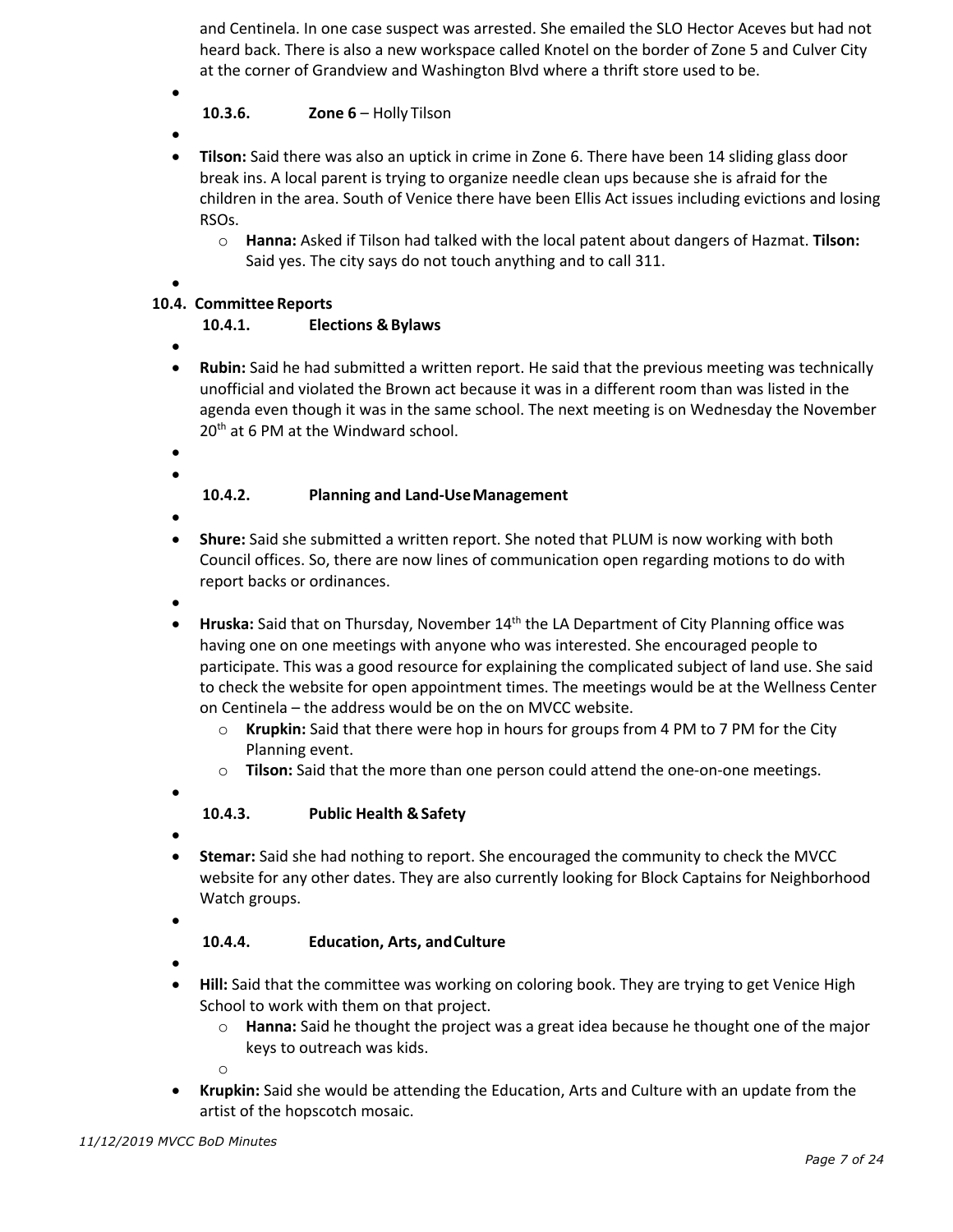and Centinela. In one case suspect was arrested. She emailed the SLO Hector Aceves but had not heard back. There is also a new workspace called Knotel on the border of Zone 5 and Culver City at the corner of Grandview and Washington Blvd where a thrift store used to be.

**10.3.6. Zone 6** – Holly Tilson

- **Tilson:** Said there was also an uptick in crime in Zone 6. There have been 14 sliding glass door break ins. A local parent is trying to organize needle clean ups because she is afraid for the children in the area. South of Venice there have been Ellis Act issues including evictions and losing RSOs.
  - **Hanna:** Asked if Tilson had talked with the local patent about dangers of Hazmat. **Tilson:** Said yes. The city says do not touch anything and to call 311.

**10.4. Committee Reports**

**10.4.1. Elections & Bylaws**

- **Rubin:** Said he had submitted a written report. He said that the previous meeting was technically unofficial and violated the Brown act because it was in a different room than was listed in the agenda even though it was in the same school. The next meeting is on Wednesday the November 20th at 6 PM at the Windward school.

**10.4.2. Planning and Land-Use Management**

- **Shure:** Said she submitted a written report. She noted that PLUM is now working with both Council offices. So, there are now lines of communication open regarding motions to do with report backs or ordinances.
- **Hruska:** Said that on Thursday, November 14th the LA Department of City Planning office was having one on one meetings with anyone who was interested. She encouraged people to participate. This was a good resource for explaining the complicated subject of land use. She said to check the website for open appointment times. The meetings would be at the Wellness Center on Centinela – the address would be on the on MVCC website.
  - **Krupkin:** Said that there were hop in hours for groups from 4 PM to 7 PM for the City Planning event.
  - **Tilson:** Said that the more than one person could attend the one-on-one meetings.

**10.4.3. Public Health & Safety**

- **Stemar:** Said she had nothing to report. She encouraged the community to check the MVCC website for any other dates. They are also currently looking for Block Captains for Neighborhood Watch groups.

**10.4.4. Education, Arts, and Culture**

- **Hill:** Said that the committee was working on coloring book. They are trying to get Venice High School to work with them on that project.
  - **Hanna:** Said he thought the project was a great idea because he thought one of the major keys to outreach was kids.
- **Krupkin:** Said she would be attending the Education, Arts and Culture with an update from the artist of the hopscotch mosaic.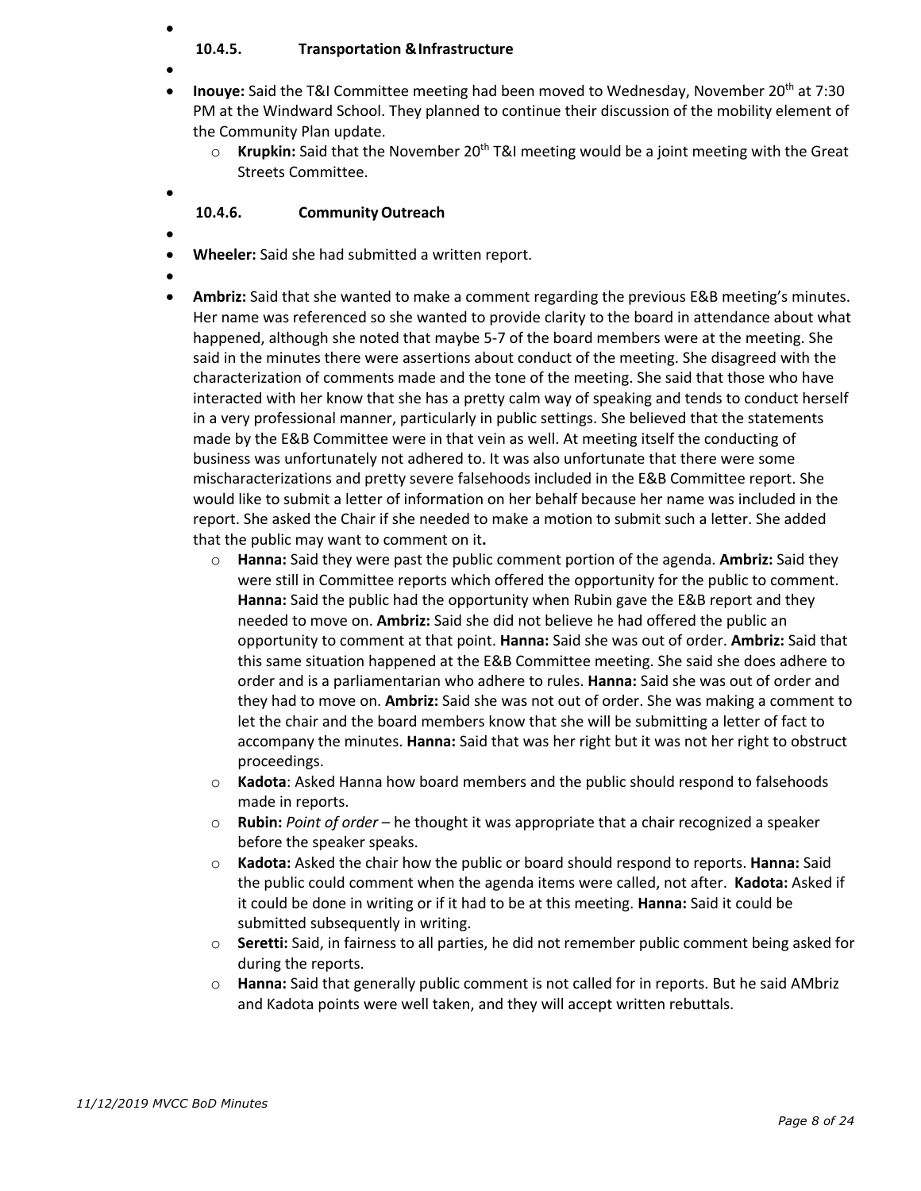#### 10.4.5. Transportation & Infrastructure

- **Inouye:** Said the T&I Committee meeting had been moved to Wednesday, November 20th at 7:30 PM at the Windward School. They planned to continue their discussion of the mobility element of the Community Plan update.
  - **Krupkin:** Said that the November 20th T&I meeting would be a joint meeting with the Great Streets Committee.

#### 10.4.6. Community Outreach

- **Wheeler:** Said she had submitted a written report.
- **Ambriz:** Said that she wanted to make a comment regarding the previous E&B meeting's minutes. Her name was referenced so she wanted to provide clarity to the board in attendance about what happened, although she noted that maybe 5-7 of the board members were at the meeting. She said in the minutes there were assertions about conduct of the meeting. She disagreed with the characterization of comments made and the tone of the meeting. She said that those who have interacted with her know that she has a pretty calm way of speaking and tends to conduct herself in a very professional manner, particularly in public settings. She believed that the statements made by the E&B Committee were in that vein as well. At meeting itself the conducting of business was unfortunately not adhered to. It was also unfortunate that there were some mischaracterizations and pretty severe falsehoods included in the E&B Committee report. She would like to submit a letter of information on her behalf because her name was included in the report. She asked the Chair if she needed to make a motion to submit such a letter. She added that the public may want to comment on it**.**
  - **Hanna:** Said they were past the public comment portion of the agenda. **Ambriz:** Said they were still in Committee reports which offered the opportunity for the public to comment. **Hanna:** Said the public had the opportunity when Rubin gave the E&B report and they needed to move on. **Ambriz:** Said she did not believe he had offered the public an opportunity to comment at that point. **Hanna:** Said she was out of order. **Ambriz:** Said that this same situation happened at the E&B Committee meeting. She said she does adhere to order and is a parliamentarian who adhere to rules. **Hanna:** Said she was out of order and they had to move on. **Ambriz:** Said she was not out of order. She was making a comment to let the chair and the board members know that she will be submitting a letter of fact to accompany the minutes. **Hanna:** Said that was her right but it was not her right to obstruct proceedings.
  - **Kadota**: Asked Hanna how board members and the public should respond to falsehoods made in reports.
  - **Rubin:** *Point of order* – he thought it was appropriate that a chair recognized a speaker before the speaker speaks.
  - **Kadota:** Asked the chair how the public or board should respond to reports. **Hanna:** Said the public could comment when the agenda items were called, not after. **Kadota:** Asked if it could be done in writing or if it had to be at this meeting. **Hanna:** Said it could be submitted subsequently in writing.
  - **Seretti:** Said, in fairness to all parties, he did not remember public comment being asked for during the reports.
  - **Hanna:** Said that generally public comment is not called for in reports. But he said AMbriz and Kadota points were well taken, and they will accept written rebuttals.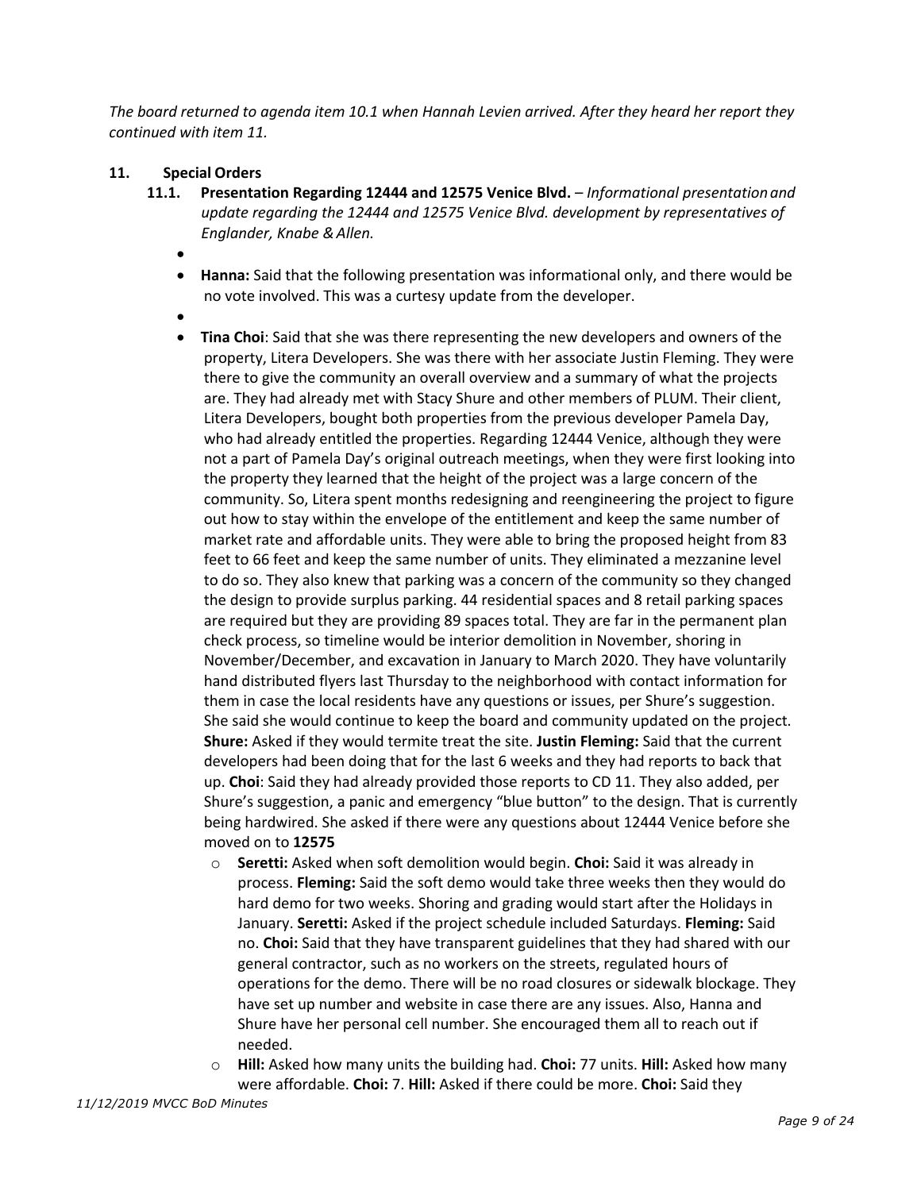*The board returned to agenda item 10.1 when Hannah Levien arrived. After they heard her report they continued with item 11.*

**11. Special Orders**

**11.1. Presentation Regarding 12444 and 12575 Venice Blvd.** – *Informational presentation and update regarding the 12444 and 12575 Venice Blvd. development by representatives of Englander, Knabe & Allen.*

- 
- **Hanna:** Said that the following presentation was informational only, and there would be no vote involved. This was a curtesy update from the developer.
- 
- **Tina Choi**: Said that she was there representing the new developers and owners of the property, Litera Developers. She was there with her associate Justin Fleming. They were there to give the community an overall overview and a summary of what the projects are. They had already met with Stacy Shure and other members of PLUM. Their client, Litera Developers, bought both properties from the previous developer Pamela Day, who had already entitled the properties. Regarding 12444 Venice, although they were not a part of Pamela Day's original outreach meetings, when they were first looking into the property they learned that the height of the project was a large concern of the community. So, Litera spent months redesigning and reengineering the project to figure out how to stay within the envelope of the entitlement and keep the same number of market rate and affordable units. They were able to bring the proposed height from 83 feet to 66 feet and keep the same number of units. They eliminated a mezzanine level to do so. They also knew that parking was a concern of the community so they changed the design to provide surplus parking. 44 residential spaces and 8 retail parking spaces are required but they are providing 89 spaces total. They are far in the permanent plan check process, so timeline would be interior demolition in November, shoring in November/December, and excavation in January to March 2020. They have voluntarily hand distributed flyers last Thursday to the neighborhood with contact information for them in case the local residents have any questions or issues, per Shure's suggestion. She said she would continue to keep the board and community updated on the project. **Shure:** Asked if they would termite treat the site. **Justin Fleming:** Said that the current developers had been doing that for the last 6 weeks and they had reports to back that up. **Choi**: Said they had already provided those reports to CD 11. They also added, per Shure's suggestion, a panic and emergency "blue button" to the design. That is currently being hardwired. She asked if there were any questions about 12444 Venice before she moved on to **12575**
  - **Seretti:** Asked when soft demolition would begin. **Choi:** Said it was already in process. **Fleming:** Said the soft demo would take three weeks then they would do hard demo for two weeks. Shoring and grading would start after the Holidays in January. **Seretti:** Asked if the project schedule included Saturdays. **Fleming:** Said no. **Choi:** Said that they have transparent guidelines that they had shared with our general contractor, such as no workers on the streets, regulated hours of operations for the demo. There will be no road closures or sidewalk blockage. They have set up number and website in case there are any issues. Also, Hanna and Shure have her personal cell number. She encouraged them all to reach out if needed.
  - **Hill:** Asked how many units the building had. **Choi:** 77 units. **Hill:** Asked how many were affordable. **Choi:** 7. **Hill:** Asked if there could be more. **Choi:** Said they

*11/12/2019 MVCC BoD Minutes*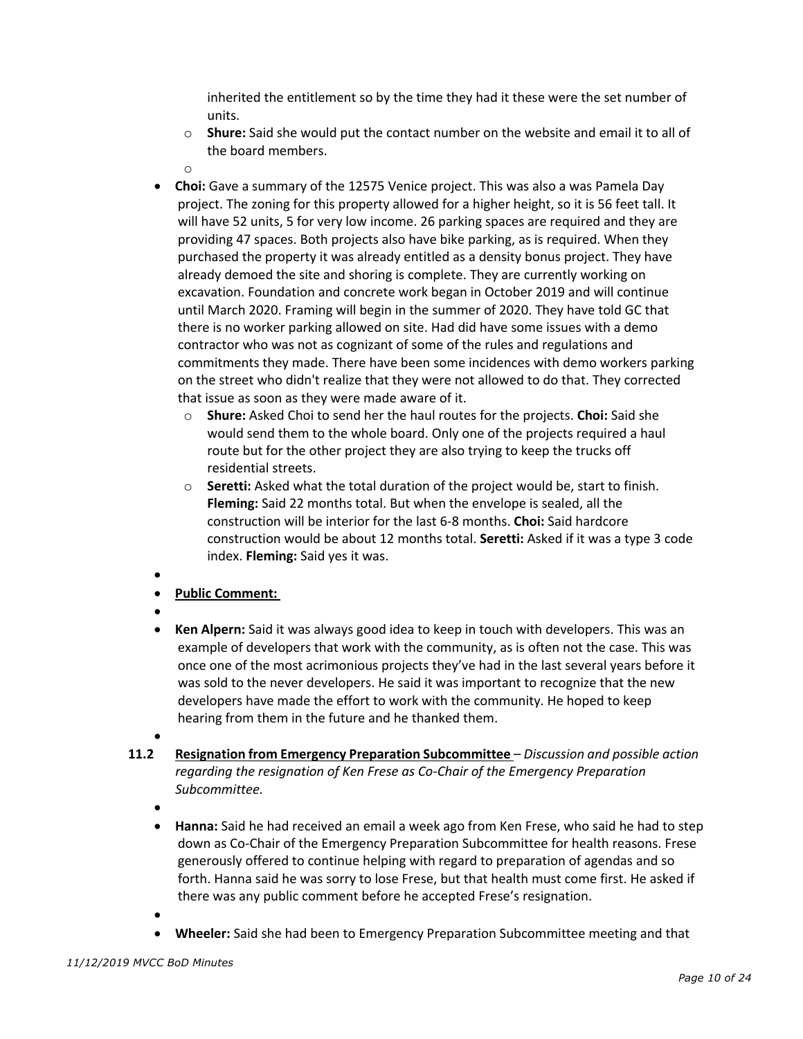inherited the entitlement so by the time they had it these were the set number of units.

  - **Shure:** Said she would put the contact number on the website and email it to all of the board members.

- **Choi:** Gave a summary of the 12575 Venice project. This was also a was Pamela Day project. The zoning for this property allowed for a higher height, so it is 56 feet tall. It will have 52 units, 5 for very low income. 26 parking spaces are required and they are providing 47 spaces. Both projects also have bike parking, as is required. When they purchased the property it was already entitled as a density bonus project. They have already demoed the site and shoring is complete. They are currently working on excavation. Foundation and concrete work began in October 2019 and will continue until March 2020. Framing will begin in the summer of 2020. They have told GC that there is no worker parking allowed on site. Had did have some issues with a demo contractor who was not as cognizant of some of the rules and regulations and commitments they made. There have been some incidences with demo workers parking on the street who didn't realize that they were not allowed to do that. They corrected that issue as soon as they were made aware of it.
  - **Shure:** Asked Choi to send her the haul routes for the projects. **Choi:** Said she would send them to the whole board. Only one of the projects required a haul route but for the other project they are also trying to keep the trucks off residential streets.
  - **Seretti:** Asked what the total duration of the project would be, start to finish. **Fleming:** Said 22 months total. But when the envelope is sealed, all the construction will be interior for the last 6-8 months. **Choi:** Said hardcore construction would be about 12 months total. **Seretti:** Asked if it was a type 3 code index. **Fleming:** Said yes it was.

- **Public Comment:**

- **Ken Alpern:** Said it was always good idea to keep in touch with developers. This was an example of developers that work with the community, as is often not the case. This was once one of the most acrimonious projects they've had in the last several years before it was sold to the never developers. He said it was important to recognize that the new developers have made the effort to work with the community. He hoped to keep hearing from them in the future and he thanked them.

**11.2 Resignation from Emergency Preparation Subcommittee** – *Discussion and possible action regarding the resignation of Ken Frese as Co-Chair of the Emergency Preparation Subcommittee.*

- **Hanna:** Said he had received an email a week ago from Ken Frese, who said he had to step down as Co-Chair of the Emergency Preparation Subcommittee for health reasons. Frese generously offered to continue helping with regard to preparation of agendas and so forth. Hanna said he was sorry to lose Frese, but that health must come first. He asked if there was any public comment before he accepted Frese's resignation.

- **Wheeler:** Said she had been to Emergency Preparation Subcommittee meeting and that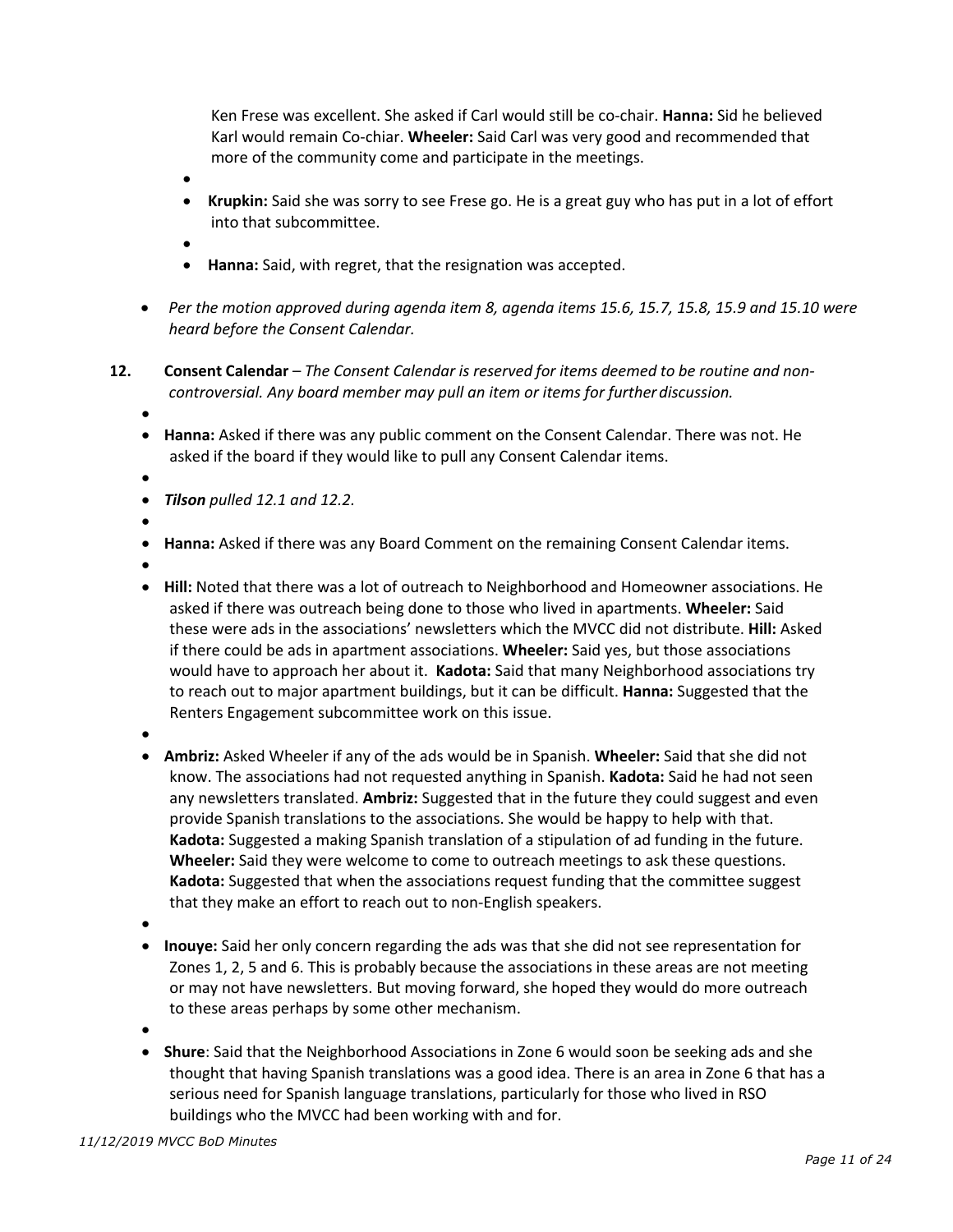Ken Frese was excellent. She asked if Carl would still be co-chair. **Hanna:** Sid he believed Karl would remain Co-chiar. **Wheeler:** Said Carl was very good and recommended that more of the community come and participate in the meetings.

- **Krupkin:** Said she was sorry to see Frese go. He is a great guy who has put in a lot of effort into that subcommittee.
- **Hanna:** Said, with regret, that the resignation was accepted.

- *Per the motion approved during agenda item 8, agenda items 15.6, 15.7, 15.8, 15.9 and 15.10 were heard before the Consent Calendar.*

**12. Consent Calendar** – *The Consent Calendar is reserved for items deemed to be routine and non-controversial. Any board member may pull an item or items for further discussion.*

- **Hanna:** Asked if there was any public comment on the Consent Calendar. There was not. He asked if the board if they would like to pull any Consent Calendar items.
- ***Tilson** pulled 12.1 and 12.2.*
- **Hanna:** Asked if there was any Board Comment on the remaining Consent Calendar items.
- **Hill:** Noted that there was a lot of outreach to Neighborhood and Homeowner associations. He asked if there was outreach being done to those who lived in apartments. **Wheeler:** Said these were ads in the associations' newsletters which the MVCC did not distribute. **Hill:** Asked if there could be ads in apartment associations. **Wheeler:** Said yes, but those associations would have to approach her about it. **Kadota:** Said that many Neighborhood associations try to reach out to major apartment buildings, but it can be difficult. **Hanna:** Suggested that the Renters Engagement subcommittee work on this issue.
- **Ambriz:** Asked Wheeler if any of the ads would be in Spanish. **Wheeler:** Said that she did not know. The associations had not requested anything in Spanish. **Kadota:** Said he had not seen any newsletters translated. **Ambriz:** Suggested that in the future they could suggest and even provide Spanish translations to the associations. She would be happy to help with that. **Kadota:** Suggested a making Spanish translation of a stipulation of ad funding in the future. **Wheeler:** Said they were welcome to come to outreach meetings to ask these questions. **Kadota:** Suggested that when the associations request funding that the committee suggest that they make an effort to reach out to non-English speakers.
- **Inouye:** Said her only concern regarding the ads was that she did not see representation for Zones 1, 2, 5 and 6. This is probably because the associations in these areas are not meeting or may not have newsletters. But moving forward, she hoped they would do more outreach to these areas perhaps by some other mechanism.
- **Shure**: Said that the Neighborhood Associations in Zone 6 would soon be seeking ads and she thought that having Spanish translations was a good idea. There is an area in Zone 6 that has a serious need for Spanish language translations, particularly for those who lived in RSO buildings who the MVCC had been working with and for.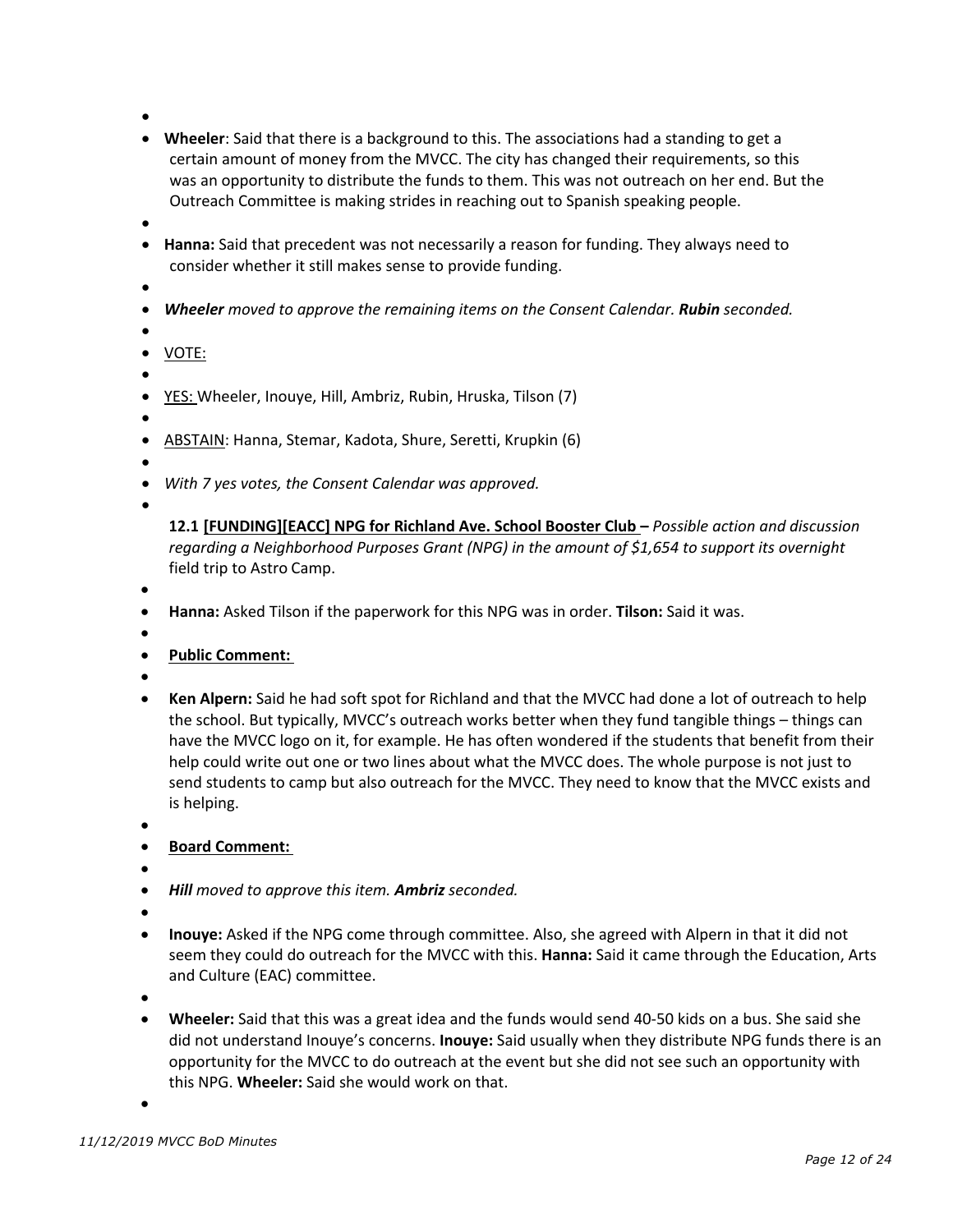- **Wheeler**: Said that there is a background to this. The associations had a standing to get a certain amount of money from the MVCC. The city has changed their requirements, so this was an opportunity to distribute the funds to them. This was not outreach on her end. But the Outreach Committee is making strides in reaching out to Spanish speaking people.

- **Hanna:** Said that precedent was not necessarily a reason for funding. They always need to consider whether it still makes sense to provide funding.

- ***Wheeler** moved to approve the remaining items on the Consent Calendar. **Rubin** seconded.*

- VOTE:

- YES: Wheeler, Inouye, Hill, Ambriz, Rubin, Hruska, Tilson (7)

- ABSTAIN: Hanna, Stemar, Kadota, Shure, Seretti, Krupkin (6)

- *With 7 yes votes, the Consent Calendar was approved.*

**12.1 [FUNDING][EACC] NPG for Richland Ave. School Booster Club –** *Possible action and discussion regarding a Neighborhood Purposes Grant (NPG) in the amount of $1,654 to support its overnight* field trip to Astro Camp.

- **Hanna:** Asked Tilson if the paperwork for this NPG was in order. **Tilson:** Said it was.

- **Public Comment:**

- **Ken Alpern:** Said he had soft spot for Richland and that the MVCC had done a lot of outreach to help the school. But typically, MVCC's outreach works better when they fund tangible things – things can have the MVCC logo on it, for example. He has often wondered if the students that benefit from their help could write out one or two lines about what the MVCC does. The whole purpose is not just to send students to camp but also outreach for the MVCC. They need to know that the MVCC exists and is helping.

- **Board Comment:**

- ***Hill** moved to approve this item. **Ambriz** seconded.*

- **Inouye:** Asked if the NPG come through committee. Also, she agreed with Alpern in that it did not seem they could do outreach for the MVCC with this. **Hanna:** Said it came through the Education, Arts and Culture (EAC) committee.

- **Wheeler:** Said that this was a great idea and the funds would send 40-50 kids on a bus. She said she did not understand Inouye's concerns. **Inouye:** Said usually when they distribute NPG funds there is an opportunity for the MVCC to do outreach at the event but she did not see such an opportunity with this NPG. **Wheeler:** Said she would work on that.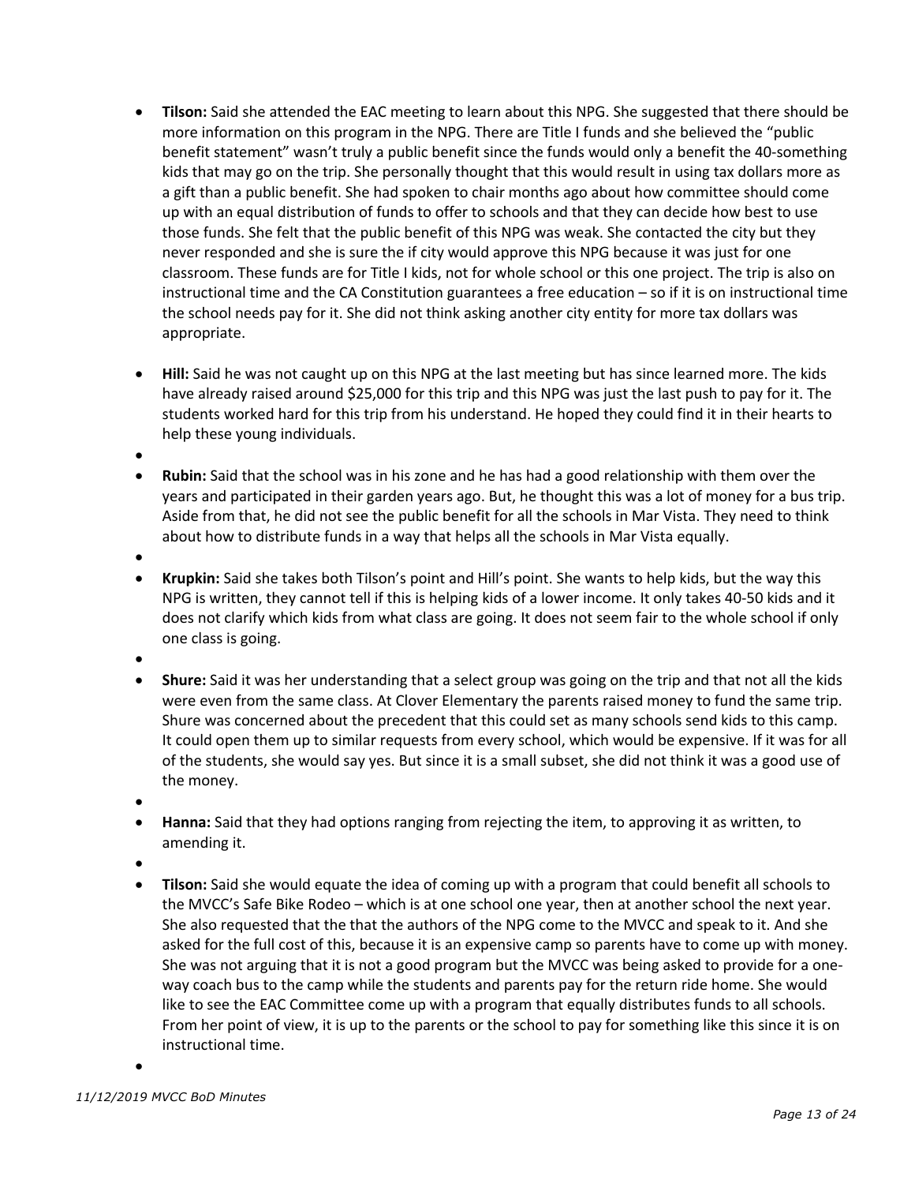- **Tilson:** Said she attended the EAC meeting to learn about this NPG. She suggested that there should be more information on this program in the NPG. There are Title I funds and she believed the "public benefit statement" wasn't truly a public benefit since the funds would only a benefit the 40-something kids that may go on the trip. She personally thought that this would result in using tax dollars more as a gift than a public benefit. She had spoken to chair months ago about how committee should come up with an equal distribution of funds to offer to schools and that they can decide how best to use those funds. She felt that the public benefit of this NPG was weak. She contacted the city but they never responded and she is sure the if city would approve this NPG because it was just for one classroom. These funds are for Title I kids, not for whole school or this one project. The trip is also on instructional time and the CA Constitution guarantees a free education – so if it is on instructional time the school needs pay for it. She did not think asking another city entity for more tax dollars was appropriate.

- **Hill:** Said he was not caught up on this NPG at the last meeting but has since learned more. The kids have already raised around $25,000 for this trip and this NPG was just the last push to pay for it. The students worked hard for this trip from his understand. He hoped they could find it in their hearts to help these young individuals.
- 
- **Rubin:** Said that the school was in his zone and he has had a good relationship with them over the years and participated in their garden years ago. But, he thought this was a lot of money for a bus trip. Aside from that, he did not see the public benefit for all the schools in Mar Vista. They need to think about how to distribute funds in a way that helps all the schools in Mar Vista equally.
- 
- **Krupkin:** Said she takes both Tilson's point and Hill's point. She wants to help kids, but the way this NPG is written, they cannot tell if this is helping kids of a lower income. It only takes 40-50 kids and it does not clarify which kids from what class are going. It does not seem fair to the whole school if only one class is going.
- 
- **Shure:** Said it was her understanding that a select group was going on the trip and that not all the kids were even from the same class. At Clover Elementary the parents raised money to fund the same trip. Shure was concerned about the precedent that this could set as many schools send kids to this camp. It could open them up to similar requests from every school, which would be expensive. If it was for all of the students, she would say yes. But since it is a small subset, she did not think it was a good use of the money.
- 
- **Hanna:** Said that they had options ranging from rejecting the item, to approving it as written, to amending it.
- 
- **Tilson:** Said she would equate the idea of coming up with a program that could benefit all schools to the MVCC's Safe Bike Rodeo – which is at one school one year, then at another school the next year. She also requested that the that the authors of the NPG come to the MVCC and speak to it. And she asked for the full cost of this, because it is an expensive camp so parents have to come up with money. She was not arguing that it is not a good program but the MVCC was being asked to provide for a one-way coach bus to the camp while the students and parents pay for the return ride home. She would like to see the EAC Committee come up with a program that equally distributes funds to all schools. From her point of view, it is up to the parents or the school to pay for something like this since it is on instructional time.
-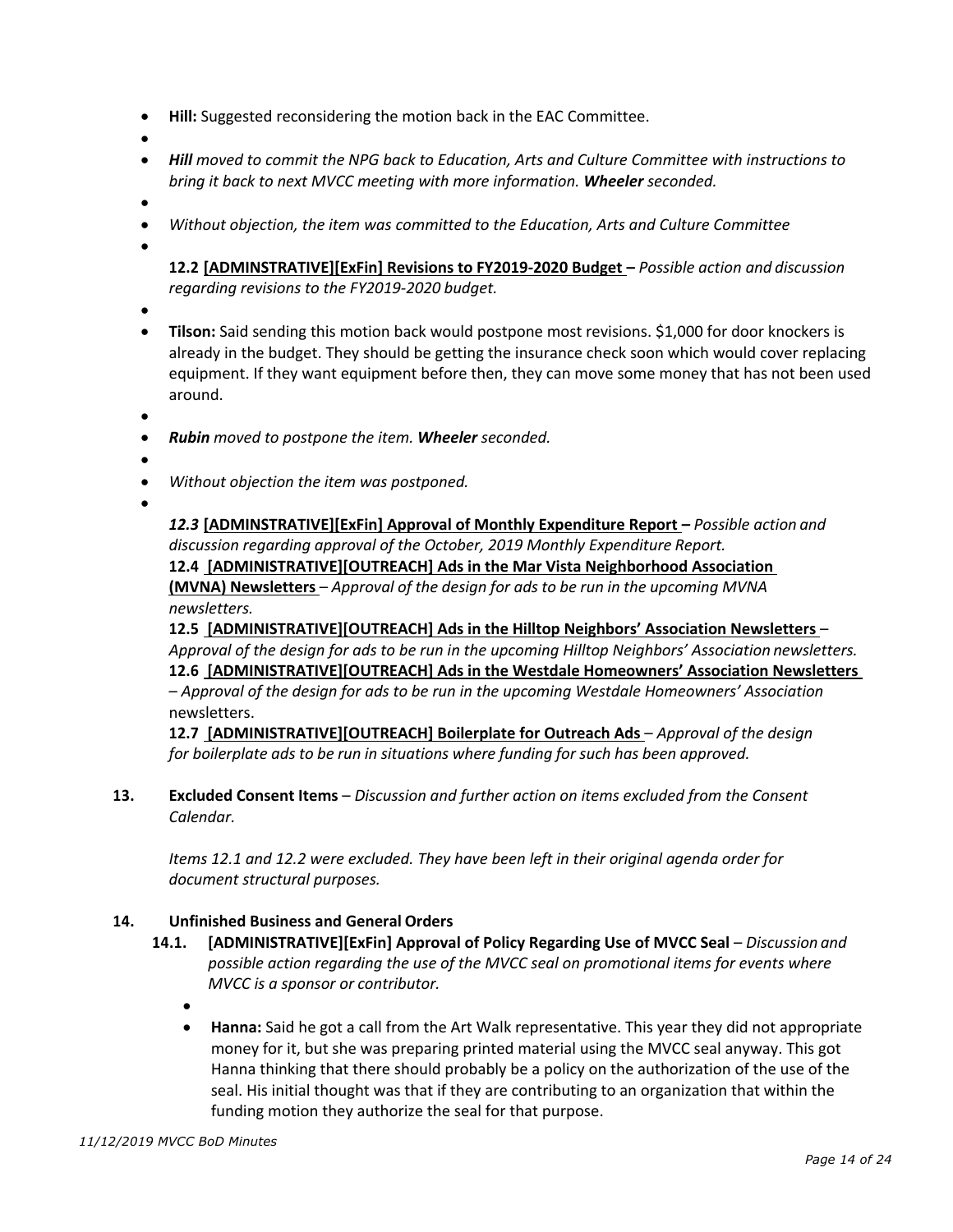- **Hill:** Suggested reconsidering the motion back in the EAC Committee.
- ***Hill** moved to commit the NPG back to Education, Arts and Culture Committee with instructions to bring it back to next MVCC meeting with more information. **Wheeler** seconded.*
- *Without objection, the item was committed to the Education, Arts and Culture Committee*

**12.2 [ADMINSTRATIVE][ExFin] Revisions to FY2019-2020 Budget –** *Possible action and discussion regarding revisions to the FY2019-2020 budget.*

- **Tilson:** Said sending this motion back would postpone most revisions. $1,000 for door knockers is already in the budget. They should be getting the insurance check soon which would cover replacing equipment. If they want equipment before then, they can move some money that has not been used around.
- ***Rubin** moved to postpone the item. **Wheeler** seconded.*
- *Without objection the item was postponed.*

***12.3* [ADMINSTRATIVE][ExFin] Approval of Monthly Expenditure Report –** *Possible action and discussion regarding approval of the October, 2019 Monthly Expenditure Report.*

**12.4 [ADMINISTRATIVE][OUTREACH] Ads in the Mar Vista Neighborhood Association (MVNA) Newsletters** – *Approval of the design for ads to be run in the upcoming MVNA newsletters.*

**12.5 [ADMINISTRATIVE][OUTREACH] Ads in the Hilltop Neighbors' Association Newsletters** – *Approval of the design for ads to be run in the upcoming Hilltop Neighbors' Association newsletters.*

**12.6 [ADMINISTRATIVE][OUTREACH] Ads in the Westdale Homeowners' Association Newsletters** – *Approval of the design for ads to be run in the upcoming Westdale Homeowners' Association* newsletters.

**12.7 [ADMINISTRATIVE][OUTREACH] Boilerplate for Outreach Ads** – *Approval of the design for boilerplate ads to be run in situations where funding for such has been approved.*

**13. Excluded Consent Items** – *Discussion and further action on items excluded from the Consent Calendar.*

*Items 12.1 and 12.2 were excluded. They have been left in their original agenda order for document structural purposes.*

**14. Unfinished Business and General Orders**

**14.1. [ADMINISTRATIVE][ExFin] Approval of Policy Regarding Use of MVCC Seal** – *Discussion and possible action regarding the use of the MVCC seal on promotional items for events where MVCC is a sponsor or contributor.*

- **Hanna:** Said he got a call from the Art Walk representative. This year they did not appropriate money for it, but she was preparing printed material using the MVCC seal anyway. This got Hanna thinking that there should probably be a policy on the authorization of the use of the seal. His initial thought was that if they are contributing to an organization that within the funding motion they authorize the seal for that purpose.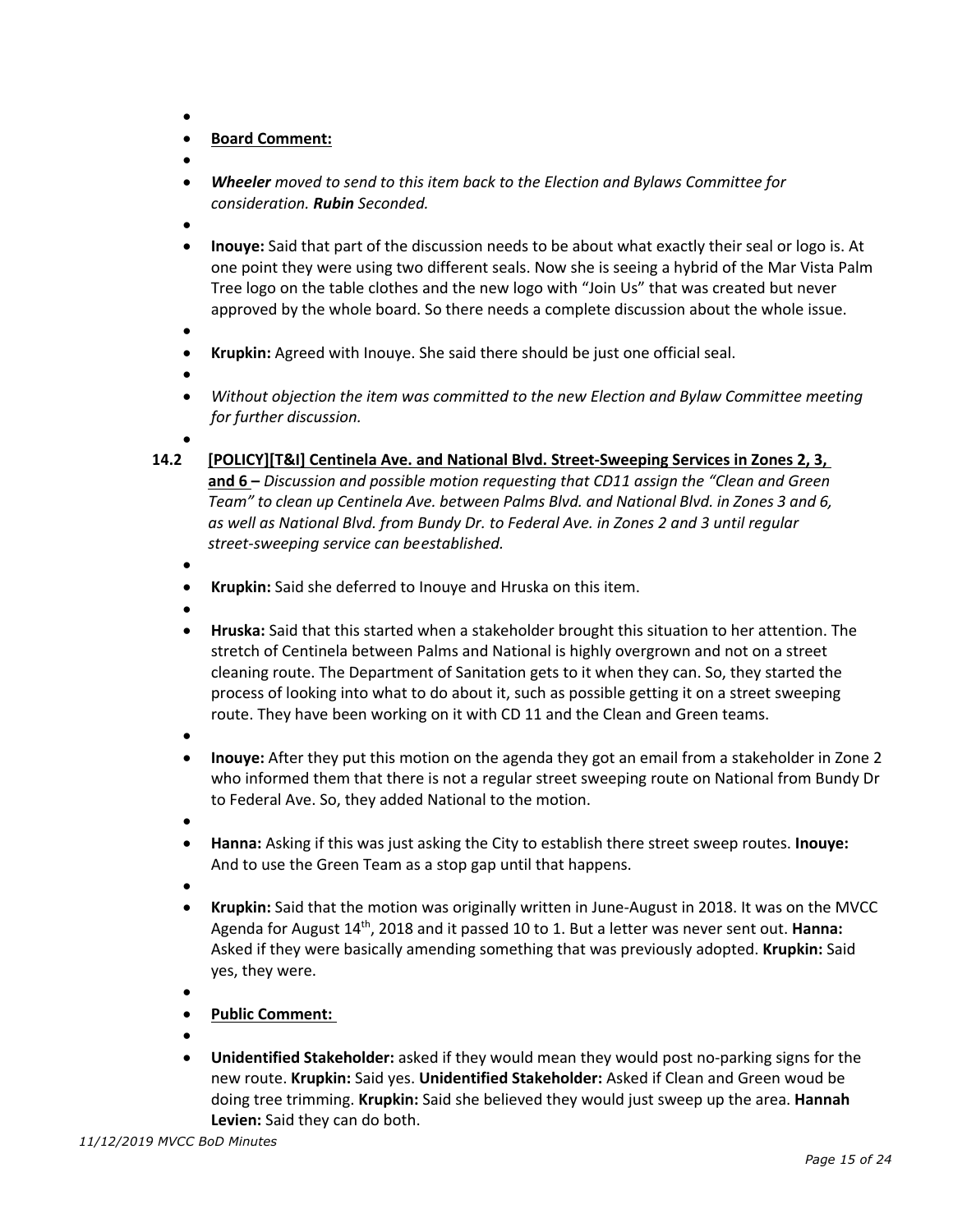- **Board Comment:**
- ***Wheeler** moved to send to this item back to the Election and Bylaws Committee for consideration. **Rubin** Seconded.*
- **Inouye:** Said that part of the discussion needs to be about what exactly their seal or logo is. At one point they were using two different seals. Now she is seeing a hybrid of the Mar Vista Palm Tree logo on the table clothes and the new logo with "Join Us" that was created but never approved by the whole board. So there needs a complete discussion about the whole issue.
- **Krupkin:** Agreed with Inouye. She said there should be just one official seal.
- *Without objection the item was committed to the new Election and Bylaw Committee meeting for further discussion.*

**14.2 [POLICY][T&I] Centinela Ave. and National Blvd. Street-Sweeping Services in Zones 2, 3, and 6 –** *Discussion and possible motion requesting that CD11 assign the "Clean and Green Team" to clean up Centinela Ave. between Palms Blvd. and National Blvd. in Zones 3 and 6, as well as National Blvd. from Bundy Dr. to Federal Ave. in Zones 2 and 3 until regular street-sweeping service can beestablished.*

- **Krupkin:** Said she deferred to Inouye and Hruska on this item.
- **Hruska:** Said that this started when a stakeholder brought this situation to her attention. The stretch of Centinela between Palms and National is highly overgrown and not on a street cleaning route. The Department of Sanitation gets to it when they can. So, they started the process of looking into what to do about it, such as possible getting it on a street sweeping route. They have been working on it with CD 11 and the Clean and Green teams.
- **Inouye:** After they put this motion on the agenda they got an email from a stakeholder in Zone 2 who informed them that there is not a regular street sweeping route on National from Bundy Dr to Federal Ave. So, they added National to the motion.
- **Hanna:** Asking if this was just asking the City to establish there street sweep routes. **Inouye:** And to use the Green Team as a stop gap until that happens.
- **Krupkin:** Said that the motion was originally written in June-August in 2018. It was on the MVCC Agenda for August 14th, 2018 and it passed 10 to 1. But a letter was never sent out. **Hanna:** Asked if they were basically amending something that was previously adopted. **Krupkin:** Said yes, they were.
- **Public Comment:**
- **Unidentified Stakeholder:** asked if they would mean they would post no-parking signs for the new route. **Krupkin:** Said yes. **Unidentified Stakeholder:** Asked if Clean and Green woud be doing tree trimming. **Krupkin:** Said she believed they would just sweep up the area. **Hannah Levien:** Said they can do both.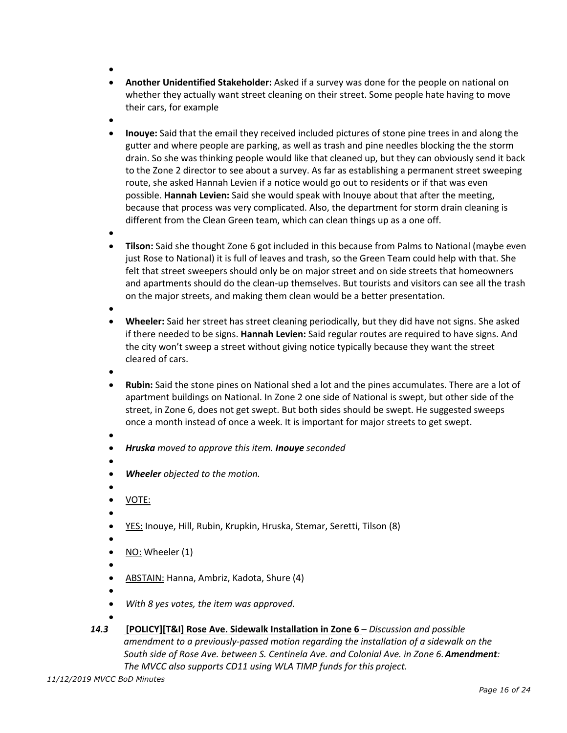- **Another Unidentified Stakeholder:** Asked if a survey was done for the people on national on whether they actually want street cleaning on their street. Some people hate having to move their cars, for example
- **Inouye:** Said that the email they received included pictures of stone pine trees in and along the gutter and where people are parking, as well as trash and pine needles blocking the the storm drain. So she was thinking people would like that cleaned up, but they can obviously send it back to the Zone 2 director to see about a survey. As far as establishing a permanent street sweeping route, she asked Hannah Levien if a notice would go out to residents or if that was even possible. **Hannah Levien:** Said she would speak with Inouye about that after the meeting, because that process was very complicated. Also, the department for storm drain cleaning is different from the Clean Green team, which can clean things up as a one off.
- **Tilson:** Said she thought Zone 6 got included in this because from Palms to National (maybe even just Rose to National) it is full of leaves and trash, so the Green Team could help with that. She felt that street sweepers should only be on major street and on side streets that homeowners and apartments should do the clean-up themselves. But tourists and visitors can see all the trash on the major streets, and making them clean would be a better presentation.
- **Wheeler:** Said her street has street cleaning periodically, but they did have not signs. She asked if there needed to be signs. **Hannah Levien:** Said regular routes are required to have signs. And the city won't sweep a street without giving notice typically because they want the street cleared of cars.
- **Rubin:** Said the stone pines on National shed a lot and the pines accumulates. There are a lot of apartment buildings on National. In Zone 2 one side of National is swept, but other side of the street, in Zone 6, does not get swept. But both sides should be swept. He suggested sweeps once a month instead of once a week. It is important for major streets to get swept.
- ***Hruska** moved to approve this item. **Inouye** seconded*
- ***Wheeler** objected to the motion.*
- VOTE:
- YES: Inouye, Hill, Rubin, Krupkin, Hruska, Stemar, Seretti, Tilson (8)
- NO: Wheeler (1)
- ABSTAIN: Hanna, Ambriz, Kadota, Shure (4)
- *With 8 yes votes, the item was approved.*

***14.3*** **[POLICY][T&I] Rose Ave. Sidewalk Installation in Zone 6** – *Discussion and possible amendment to a previously-passed motion regarding the installation of a sidewalk on the South side of Rose Ave. between S. Centinela Ave. and Colonial Ave. in Zone 6.* ***Amendment**: The MVCC also supports CD11 using WLA TIMP funds for this project.*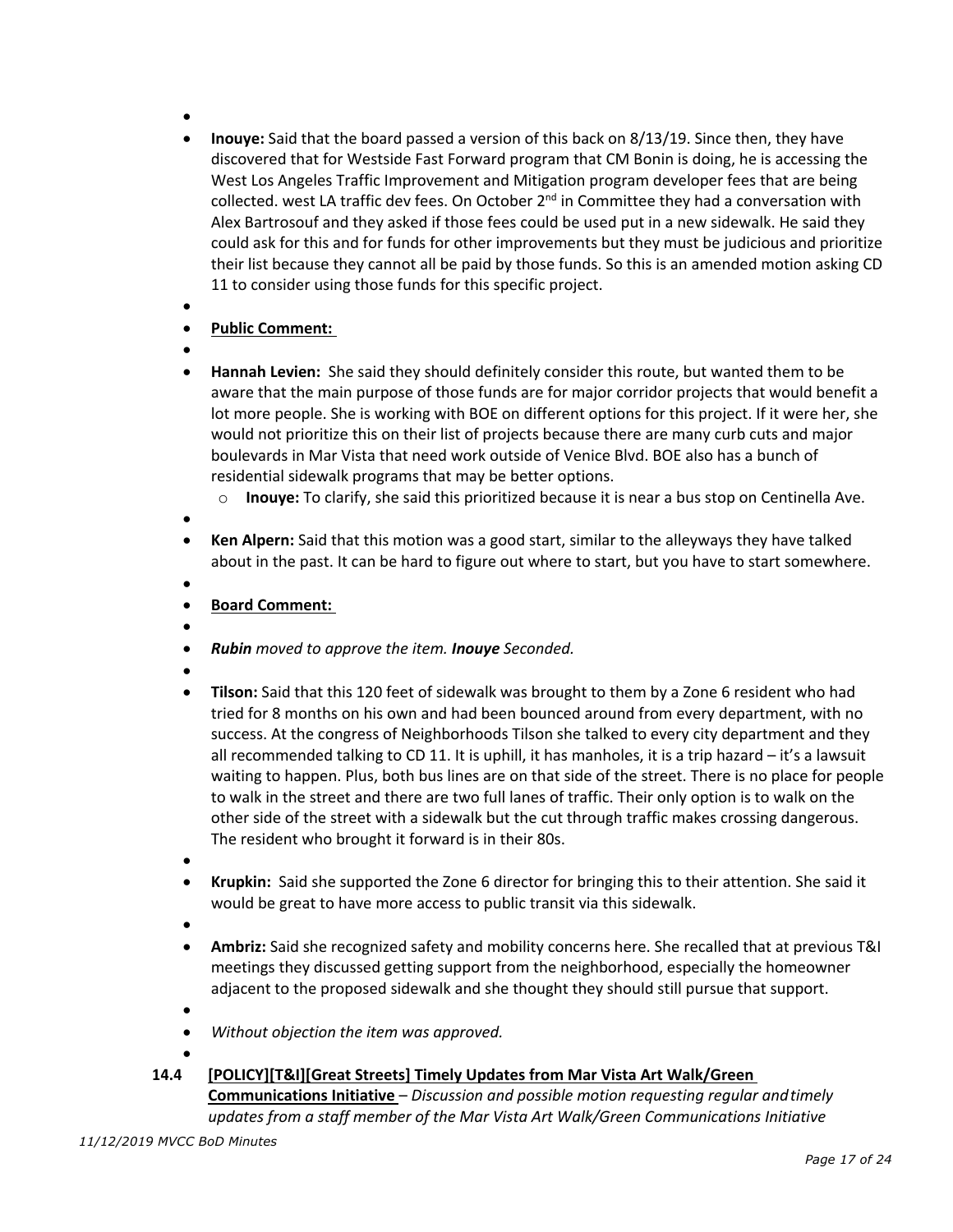- **Inouye:** Said that the board passed a version of this back on 8/13/19. Since then, they have discovered that for Westside Fast Forward program that CM Bonin is doing, he is accessing the West Los Angeles Traffic Improvement and Mitigation program developer fees that are being collected. west LA traffic dev fees. On October 2nd in Committee they had a conversation with Alex Bartrosouf and they asked if those fees could be used put in a new sidewalk. He said they could ask for this and for funds for other improvements but they must be judicious and prioritize their list because they cannot all be paid by those funds. So this is an amended motion asking CD 11 to consider using those funds for this specific project.
- **Public Comment:**
- **Hannah Levien:** She said they should definitely consider this route, but wanted them to be aware that the main purpose of those funds are for major corridor projects that would benefit a lot more people. She is working with BOE on different options for this project. If it were her, she would not prioritize this on their list of projects because there are many curb cuts and major boulevards in Mar Vista that need work outside of Venice Blvd. BOE also has a bunch of residential sidewalk programs that may be better options.
  - **Inouye:** To clarify, she said this prioritized because it is near a bus stop on Centinella Ave.
- **Ken Alpern:** Said that this motion was a good start, similar to the alleyways they have talked about in the past. It can be hard to figure out where to start, but you have to start somewhere.
- **Board Comment:**
- ***Rubin** moved to approve the item. **Inouye** Seconded.*
- **Tilson:** Said that this 120 feet of sidewalk was brought to them by a Zone 6 resident who had tried for 8 months on his own and had been bounced around from every department, with no success. At the congress of Neighborhoods Tilson she talked to every city department and they all recommended talking to CD 11. It is uphill, it has manholes, it is a trip hazard – it's a lawsuit waiting to happen. Plus, both bus lines are on that side of the street. There is no place for people to walk in the street and there are two full lanes of traffic. Their only option is to walk on the other side of the street with a sidewalk but the cut through traffic makes crossing dangerous. The resident who brought it forward is in their 80s.
- **Krupkin:** Said she supported the Zone 6 director for bringing this to their attention. She said it would be great to have more access to public transit via this sidewalk.
- **Ambriz:** Said she recognized safety and mobility concerns here. She recalled that at previous T&I meetings they discussed getting support from the neighborhood, especially the homeowner adjacent to the proposed sidewalk and she thought they should still pursue that support.
- *Without objection the item was approved.*

**14.4 [POLICY][T&I][Great Streets] Timely Updates from Mar Vista Art Walk/Green Communications Initiative** – *Discussion and possible motion requesting regular and timely updates from a staff member of the Mar Vista Art Walk/Green Communications Initiative*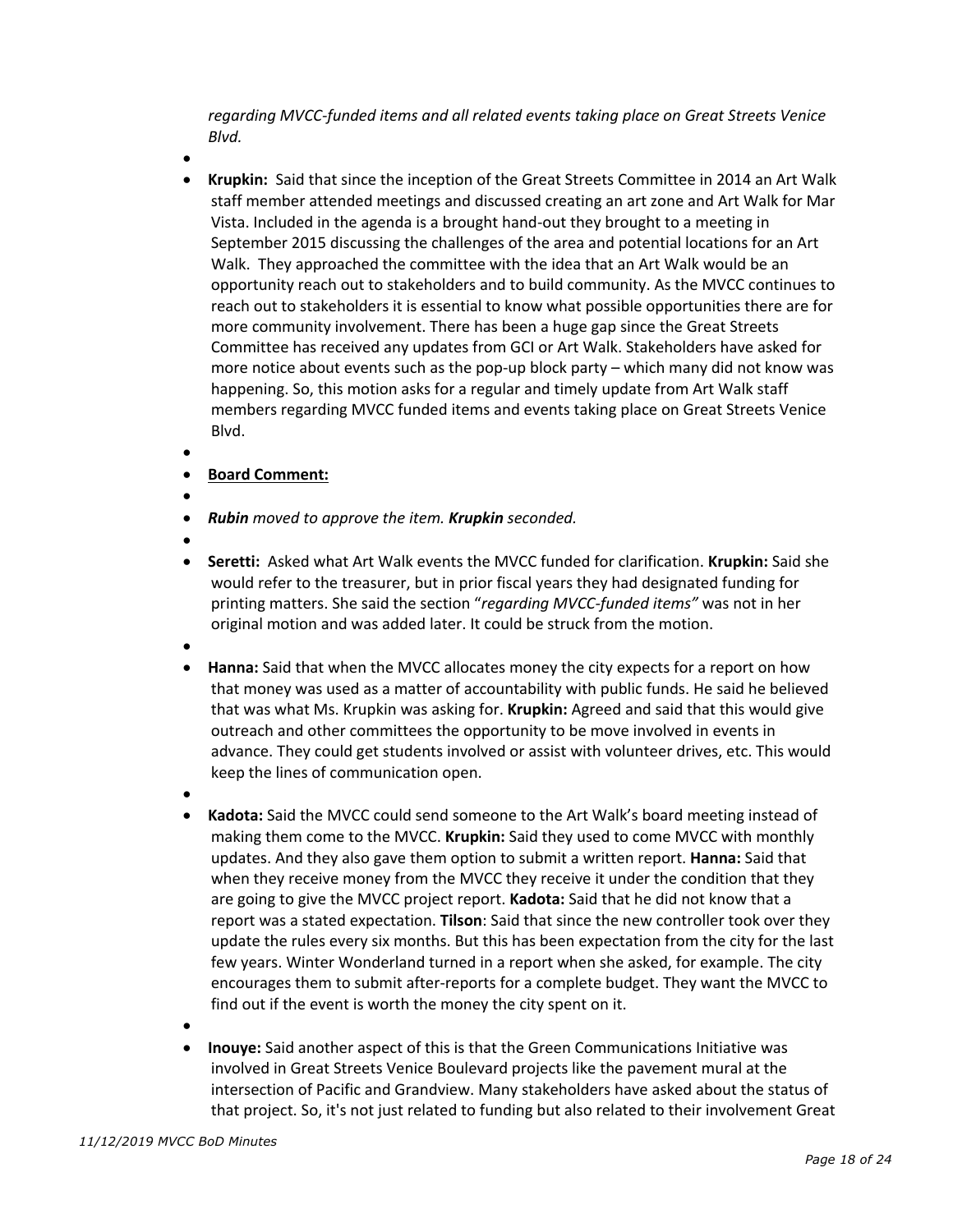*regarding MVCC-funded items and all related events taking place on Great Streets Venice Blvd.*

- **Krupkin:** Said that since the inception of the Great Streets Committee in 2014 an Art Walk staff member attended meetings and discussed creating an art zone and Art Walk for Mar Vista. Included in the agenda is a brought hand-out they brought to a meeting in September 2015 discussing the challenges of the area and potential locations for an Art Walk. They approached the committee with the idea that an Art Walk would be an opportunity reach out to stakeholders and to build community. As the MVCC continues to reach out to stakeholders it is essential to know what possible opportunities there are for more community involvement. There has been a huge gap since the Great Streets Committee has received any updates from GCI or Art Walk. Stakeholders have asked for more notice about events such as the pop-up block party – which many did not know was happening. So, this motion asks for a regular and timely update from Art Walk staff members regarding MVCC funded items and events taking place on Great Streets Venice Blvd.

- <u>**Board Comment:**</u>

- ***Rubin** moved to approve the item. **Krupkin** seconded.*

- **Seretti:** Asked what Art Walk events the MVCC funded for clarification. **Krupkin:** Said she would refer to the treasurer, but in prior fiscal years they had designated funding for printing matters. She said the section "*regarding MVCC-funded items"* was not in her original motion and was added later. It could be struck from the motion.

- **Hanna:** Said that when the MVCC allocates money the city expects for a report on how that money was used as a matter of accountability with public funds. He said he believed that was what Ms. Krupkin was asking for. **Krupkin:** Agreed and said that this would give outreach and other committees the opportunity to be move involved in events in advance. They could get students involved or assist with volunteer drives, etc. This would keep the lines of communication open.

- **Kadota:** Said the MVCC could send someone to the Art Walk's board meeting instead of making them come to the MVCC. **Krupkin:** Said they used to come MVCC with monthly updates. And they also gave them option to submit a written report. **Hanna:** Said that when they receive money from the MVCC they receive it under the condition that they are going to give the MVCC project report. **Kadota:** Said that he did not know that a report was a stated expectation. **Tilson**: Said that since the new controller took over they update the rules every six months. But this has been expectation from the city for the last few years. Winter Wonderland turned in a report when she asked, for example. The city encourages them to submit after-reports for a complete budget. They want the MVCC to find out if the event is worth the money the city spent on it.

- **Inouye:** Said another aspect of this is that the Green Communications Initiative was involved in Great Streets Venice Boulevard projects like the pavement mural at the intersection of Pacific and Grandview. Many stakeholders have asked about the status of that project. So, it's not just related to funding but also related to their involvement Great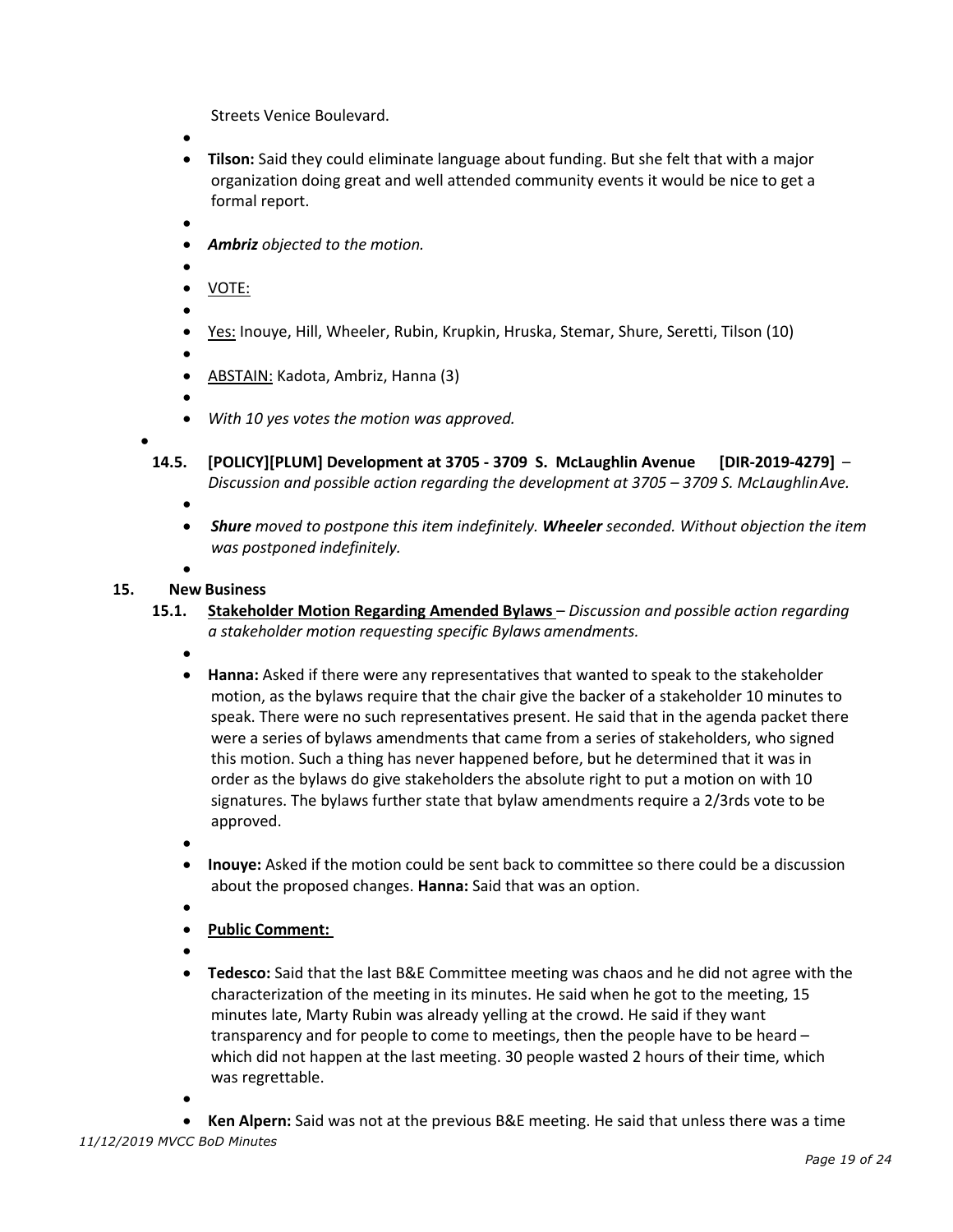Streets Venice Boulevard.

- **Tilson:** Said they could eliminate language about funding. But she felt that with a major organization doing great and well attended community events it would be nice to get a formal report.
- ***Ambriz*** *objected to the motion.*
- VOTE:
- Yes: Inouye, Hill, Wheeler, Rubin, Krupkin, Hruska, Stemar, Shure, Seretti, Tilson (10)
- ABSTAIN: Kadota, Ambriz, Hanna (3)
- *With 10 yes votes the motion was approved.*

**14.5. [POLICY][PLUM] Development at 3705 - 3709 S. McLaughlin Avenue [DIR-2019-4279]** – *Discussion and possible action regarding the development at 3705 – 3709 S. McLaughlin Ave.*

- ***Shure*** *moved to postpone this item indefinitely.* ***Wheeler*** *seconded. Without objection the item was postponed indefinitely.*

## 15. New Business

**15.1. Stakeholder Motion Regarding Amended Bylaws** – *Discussion and possible action regarding a stakeholder motion requesting specific Bylaws amendments.*

- **Hanna:** Asked if there were any representatives that wanted to speak to the stakeholder motion, as the bylaws require that the chair give the backer of a stakeholder 10 minutes to speak. There were no such representatives present. He said that in the agenda packet there were a series of bylaws amendments that came from a series of stakeholders, who signed this motion. Such a thing has never happened before, but he determined that it was in order as the bylaws do give stakeholders the absolute right to put a motion on with 10 signatures. The bylaws further state that bylaw amendments require a 2/3rds vote to be approved.
- **Inouye:** Asked if the motion could be sent back to committee so there could be a discussion about the proposed changes. **Hanna:** Said that was an option.
- **Public Comment:**
- **Tedesco:** Said that the last B&E Committee meeting was chaos and he did not agree with the characterization of the meeting in its minutes. He said when he got to the meeting, 15 minutes late, Marty Rubin was already yelling at the crowd. He said if they want transparency and for people to come to meetings, then the people have to be heard – which did not happen at the last meeting. 30 people wasted 2 hours of their time, which was regrettable.
- **Ken Alpern:** Said was not at the previous B&E meeting. He said that unless there was a time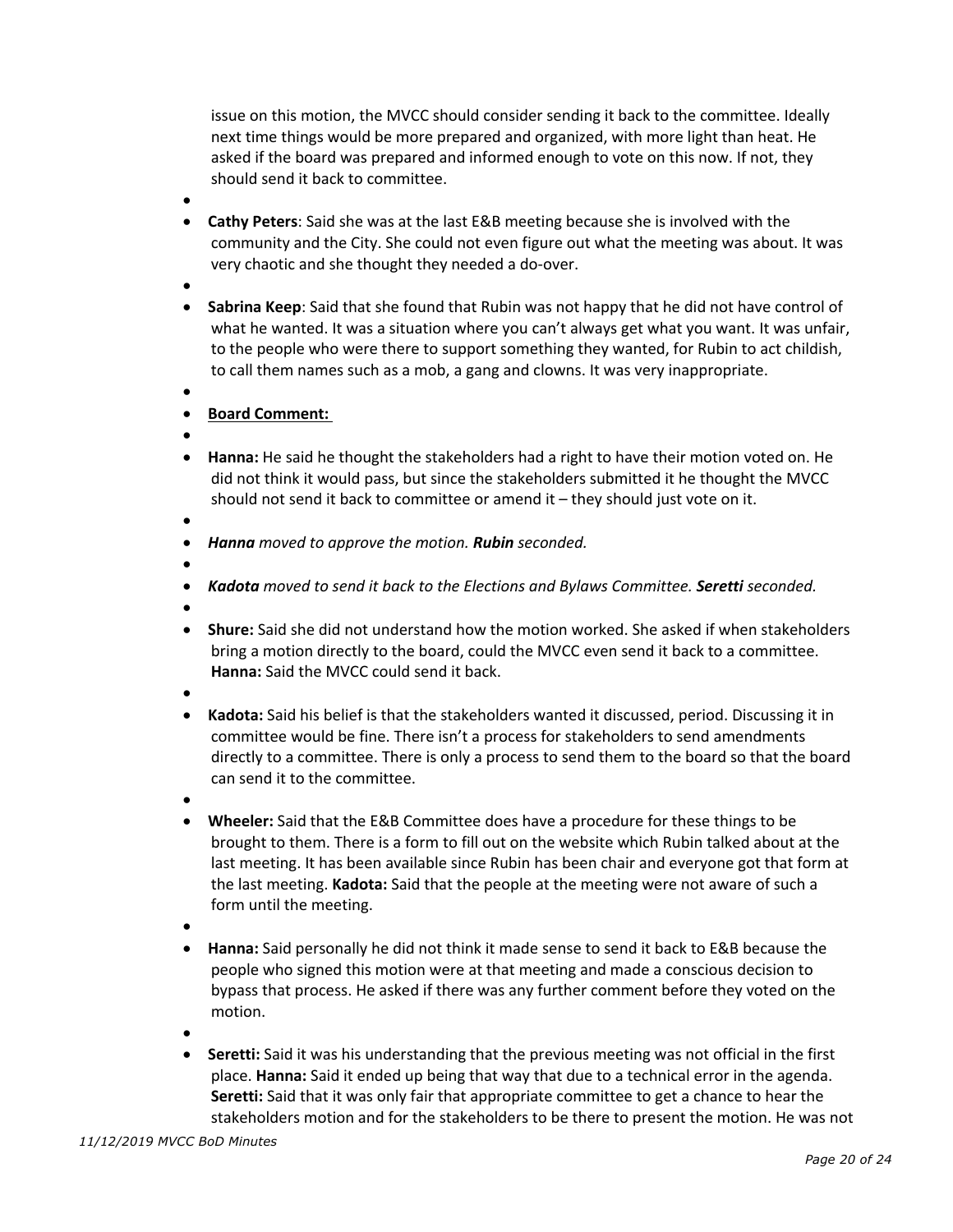issue on this motion, the MVCC should consider sending it back to the committee. Ideally next time things would be more prepared and organized, with more light than heat. He asked if the board was prepared and informed enough to vote on this now. If not, they should send it back to committee.

- **Cathy Peters**: Said she was at the last E&B meeting because she is involved with the community and the City. She could not even figure out what the meeting was about. It was very chaotic and she thought they needed a do-over.

- **Sabrina Keep**: Said that she found that Rubin was not happy that he did not have control of what he wanted. It was a situation where you can't always get what you want. It was unfair, to the people who were there to support something they wanted, for Rubin to act childish, to call them names such as a mob, a gang and clowns. It was very inappropriate.

- **Board Comment:**

- **Hanna:** He said he thought the stakeholders had a right to have their motion voted on. He did not think it would pass, but since the stakeholders submitted it he thought the MVCC should not send it back to committee or amend it – they should just vote on it.

- ***Hanna** moved to approve the motion. **Rubin** seconded.*

- ***Kadota** moved to send it back to the Elections and Bylaws Committee. **Seretti** seconded.*

- **Shure:** Said she did not understand how the motion worked. She asked if when stakeholders bring a motion directly to the board, could the MVCC even send it back to a committee. **Hanna:** Said the MVCC could send it back.

- **Kadota:** Said his belief is that the stakeholders wanted it discussed, period. Discussing it in committee would be fine. There isn't a process for stakeholders to send amendments directly to a committee. There is only a process to send them to the board so that the board can send it to the committee.

- **Wheeler:** Said that the E&B Committee does have a procedure for these things to be brought to them. There is a form to fill out on the website which Rubin talked about at the last meeting. It has been available since Rubin has been chair and everyone got that form at the last meeting. **Kadota:** Said that the people at the meeting were not aware of such a form until the meeting.

- **Hanna:** Said personally he did not think it made sense to send it back to E&B because the people who signed this motion were at that meeting and made a conscious decision to bypass that process. He asked if there was any further comment before they voted on the motion.

- **Seretti:** Said it was his understanding that the previous meeting was not official in the first place. **Hanna:** Said it ended up being that way that due to a technical error in the agenda. **Seretti:** Said that it was only fair that appropriate committee to get a chance to hear the stakeholders motion and for the stakeholders to be there to present the motion. He was not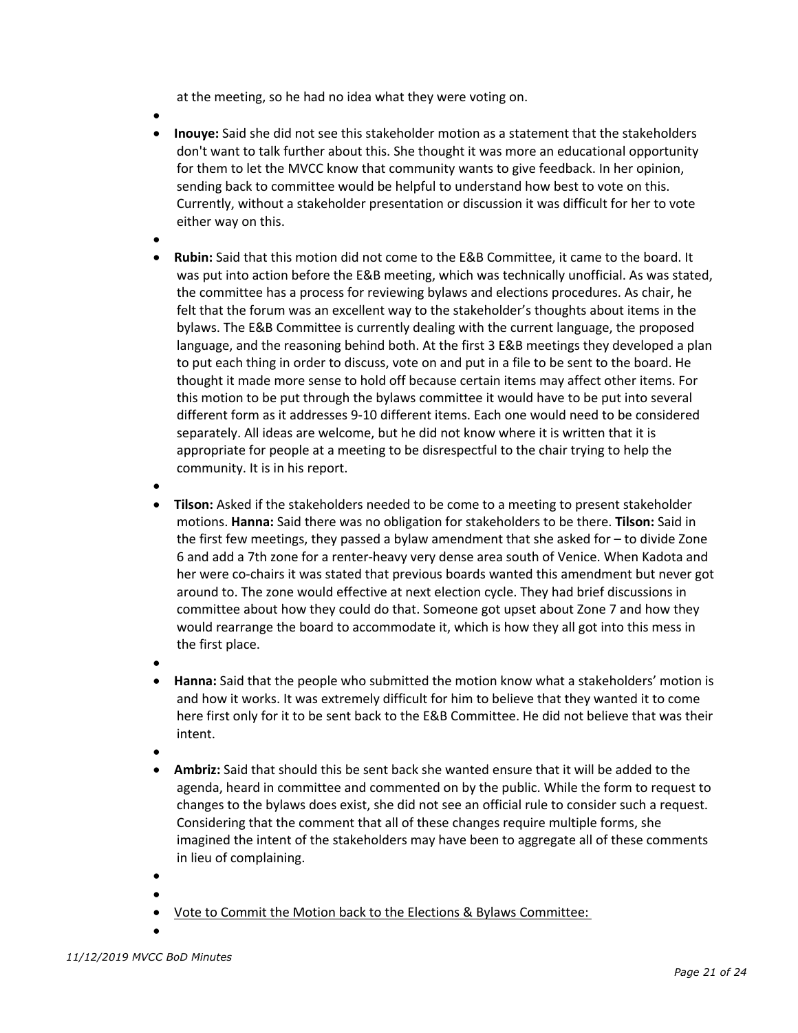at the meeting, so he had no idea what they were voting on.

- **Inouye:** Said she did not see this stakeholder motion as a statement that the stakeholders don't want to talk further about this. She thought it was more an educational opportunity for them to let the MVCC know that community wants to give feedback. In her opinion, sending back to committee would be helpful to understand how best to vote on this. Currently, without a stakeholder presentation or discussion it was difficult for her to vote either way on this.

- **Rubin:** Said that this motion did not come to the E&B Committee, it came to the board. It was put into action before the E&B meeting, which was technically unofficial. As was stated, the committee has a process for reviewing bylaws and elections procedures. As chair, he felt that the forum was an excellent way to the stakeholder's thoughts about items in the bylaws. The E&B Committee is currently dealing with the current language, the proposed language, and the reasoning behind both. At the first 3 E&B meetings they developed a plan to put each thing in order to discuss, vote on and put in a file to be sent to the board. He thought it made more sense to hold off because certain items may affect other items. For this motion to be put through the bylaws committee it would have to be put into several different form as it addresses 9-10 different items. Each one would need to be considered separately. All ideas are welcome, but he did not know where it is written that it is appropriate for people at a meeting to be disrespectful to the chair trying to help the community. It is in his report.

- **Tilson:** Asked if the stakeholders needed to be come to a meeting to present stakeholder motions. **Hanna:** Said there was no obligation for stakeholders to be there. **Tilson:** Said in the first few meetings, they passed a bylaw amendment that she asked for – to divide Zone 6 and add a 7th zone for a renter-heavy very dense area south of Venice. When Kadota and her were co-chairs it was stated that previous boards wanted this amendment but never got around to. The zone would effective at next election cycle. They had brief discussions in committee about how they could do that. Someone got upset about Zone 7 and how they would rearrange the board to accommodate it, which is how they all got into this mess in the first place.

- **Hanna:** Said that the people who submitted the motion know what a stakeholders' motion is and how it works. It was extremely difficult for him to believe that they wanted it to come here first only for it to be sent back to the E&B Committee. He did not believe that was their intent.

- **Ambriz:** Said that should this be sent back she wanted ensure that it will be added to the agenda, heard in committee and commented on by the public. While the form to request to changes to the bylaws does exist, she did not see an official rule to consider such a request. Considering that the comment that all of these changes require multiple forms, she imagined the intent of the stakeholders may have been to aggregate all of these comments in lieu of complaining.

- <u>Vote to Commit the Motion back to the Elections & Bylaws Committee:</u>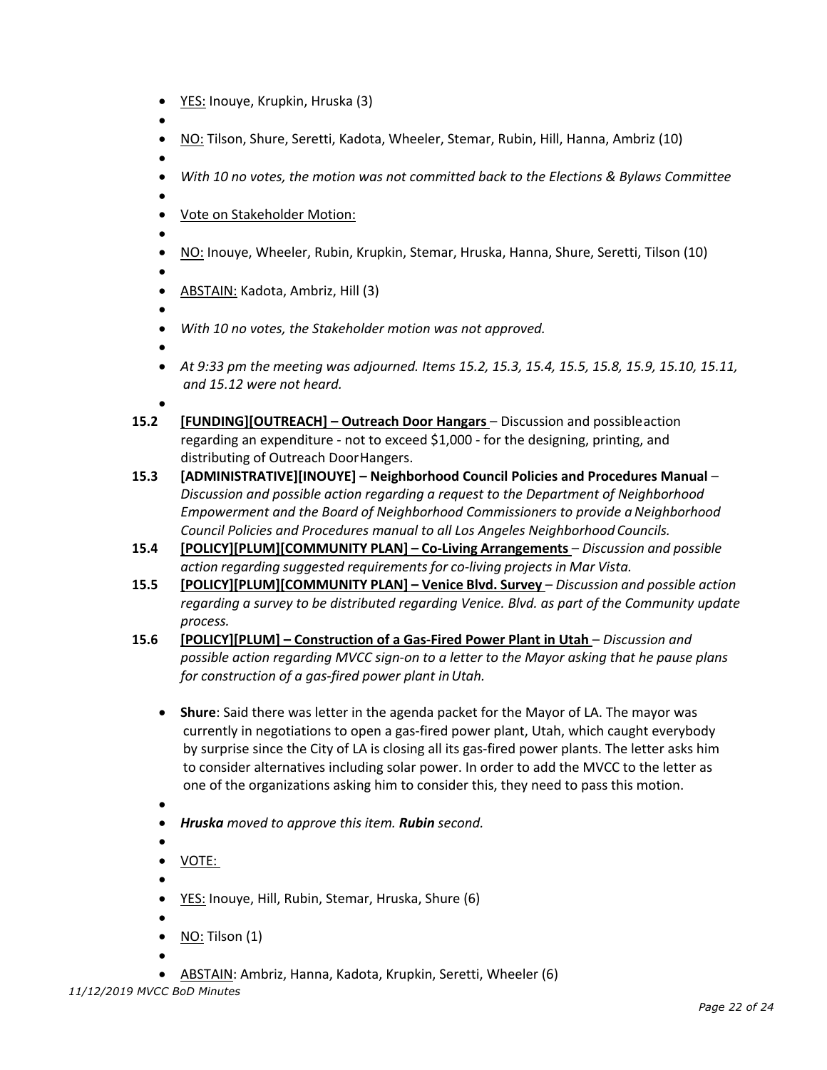- YES: Inouye, Krupkin, Hruska (3)
- NO: Tilson, Shure, Seretti, Kadota, Wheeler, Stemar, Rubin, Hill, Hanna, Ambriz (10)
- *With 10 no votes, the motion was not committed back to the Elections & Bylaws Committee*
- Vote on Stakeholder Motion:
- NO: Inouye, Wheeler, Rubin, Krupkin, Stemar, Hruska, Hanna, Shure, Seretti, Tilson (10)
- ABSTAIN: Kadota, Ambriz, Hill (3)
- *With 10 no votes, the Stakeholder motion was not approved.*
- *At 9:33 pm the meeting was adjourned. Items 15.2, 15.3, 15.4, 15.5, 15.8, 15.9, 15.10, 15.11, and 15.12 were not heard.*

**15.2** **[FUNDING][OUTREACH] – Outreach Door Hangars** – Discussion and possible action regarding an expenditure - not to exceed $1,000 - for the designing, printing, and distributing of Outreach Door Hangers.

**15.3** **[ADMINISTRATIVE][INOUYE] – Neighborhood Council Policies and Procedures Manual** – *Discussion and possible action regarding a request to the Department of Neighborhood Empowerment and the Board of Neighborhood Commissioners to provide a Neighborhood Council Policies and Procedures manual to all Los Angeles Neighborhood Councils.*

**15.4** **[POLICY][PLUM][COMMUNITY PLAN] – Co-Living Arrangements** – *Discussion and possible action regarding suggested requirements for co-living projects in Mar Vista.*

**15.5** **[POLICY][PLUM][COMMUNITY PLAN] – Venice Blvd. Survey** – *Discussion and possible action regarding a survey to be distributed regarding Venice. Blvd. as part of the Community update process.*

**15.6** **[POLICY][PLUM] – Construction of a Gas-Fired Power Plant in Utah** – *Discussion and possible action regarding MVCC sign-on to a letter to the Mayor asking that he pause plans for construction of a gas-fired power plant in Utah.*

- **Shure**: Said there was letter in the agenda packet for the Mayor of LA. The mayor was currently in negotiations to open a gas-fired power plant, Utah, which caught everybody by surprise since the City of LA is closing all its gas-fired power plants. The letter asks him to consider alternatives including solar power. In order to add the MVCC to the letter as one of the organizations asking him to consider this, they need to pass this motion.
- ***Hruska** moved to approve this item. **Rubin** second.*
- VOTE:
- YES: Inouye, Hill, Rubin, Stemar, Hruska, Shure (6)
- NO: Tilson (1)
- ABSTAIN: Ambriz, Hanna, Kadota, Krupkin, Seretti, Wheeler (6)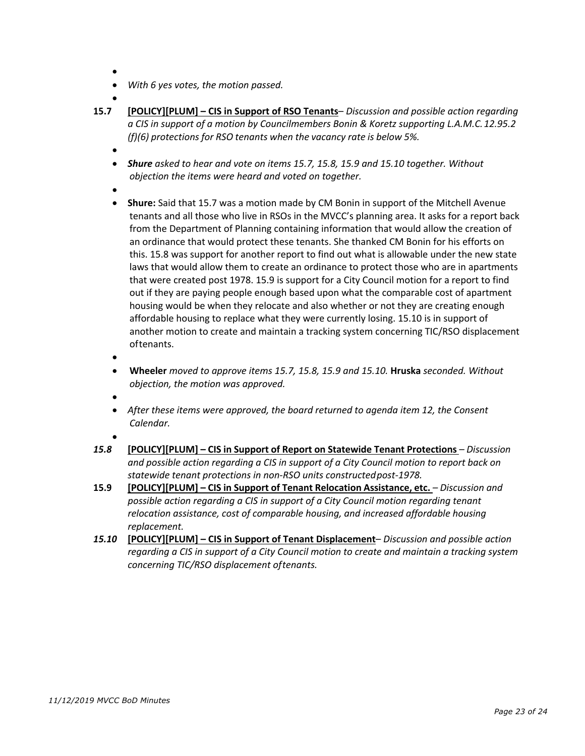- *With 6 yes votes, the motion passed.*

**15.7** **[POLICY][PLUM] – CIS in Support of RSO Tenants**– *Discussion and possible action regarding a CIS in support of a motion by Councilmembers Bonin & Koretz supporting L.A.M.C.12.95.2 (f)(6) protections for RSO tenants when the vacancy rate is below 5%.*

- ***Shure*** *asked to hear and vote on items 15.7, 15.8, 15.9 and 15.10 together. Without objection the items were heard and voted on together.*
- **Shure:** Said that 15.7 was a motion made by CM Bonin in support of the Mitchell Avenue tenants and all those who live in RSOs in the MVCC's planning area. It asks for a report back from the Department of Planning containing information that would allow the creation of an ordinance that would protect these tenants. She thanked CM Bonin for his efforts on this. 15.8 was support for another report to find out what is allowable under the new state laws that would allow them to create an ordinance to protect those who are in apartments that were created post 1978. 15.9 is support for a City Council motion for a report to find out if they are paying people enough based upon what the comparable cost of apartment housing would be when they relocate and also whether or not they are creating enough affordable housing to replace what they were currently losing. 15.10 is in support of another motion to create and maintain a tracking system concerning TIC/RSO displacement oftenants.
- **Wheeler** *moved to approve items 15.7, 15.8, 15.9 and 15.10.* **Hruska** *seconded. Without objection, the motion was approved.*
- *After these items were approved, the board returned to agenda item 12, the Consent Calendar.*

***15.8*** **[POLICY][PLUM] – CIS in Support of Report on Statewide Tenant Protections** – *Discussion and possible action regarding a CIS in support of a City Council motion to report back on statewide tenant protections in non-RSO units constructedpost-1978.*

**15.9** **[POLICY][PLUM] – CIS in Support of Tenant Relocation Assistance, etc.** – *Discussion and possible action regarding a CIS in support of a City Council motion regarding tenant relocation assistance, cost of comparable housing, and increased affordable housing replacement.*

***15.10*** **[POLICY][PLUM] – CIS in Support of Tenant Displacement**– *Discussion and possible action regarding a CIS in support of a City Council motion to create and maintain a tracking system concerning TIC/RSO displacement oftenants.*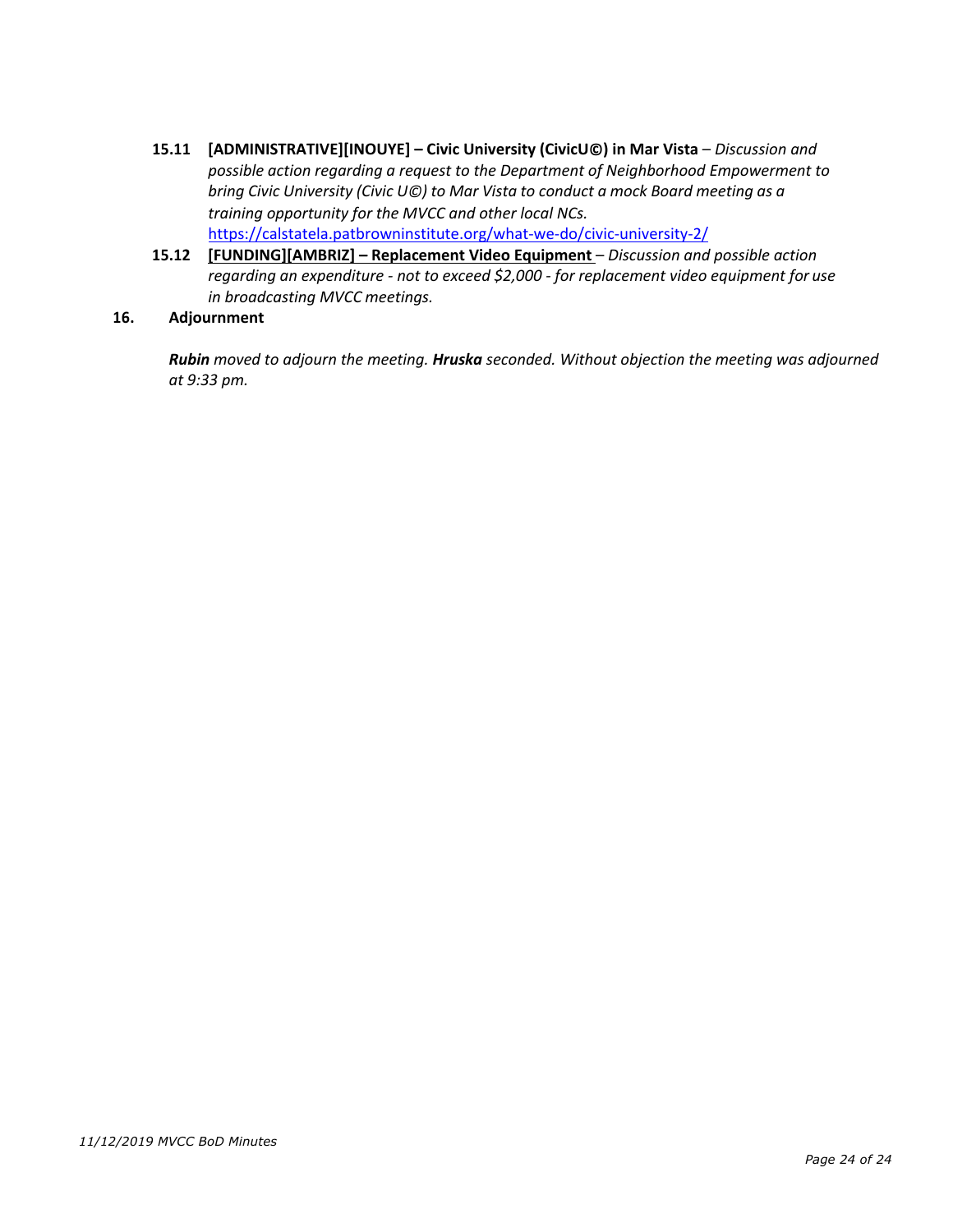**15.11** **[ADMINISTRATIVE][INOUYE] – Civic University (CivicU©) in Mar Vista** – *Discussion and possible action regarding a request to the Department of Neighborhood Empowerment to bring Civic University (Civic U©) to Mar Vista to conduct a mock Board meeting as a training opportunity for the MVCC and other local NCs.* https://calstatela.patbrowninstitute.org/what-we-do/civic-university-2/

**15.12** **[FUNDING][AMBRIZ] – Replacement Video Equipment** – *Discussion and possible action regarding an expenditure - not to exceed $2,000 - for replacement video equipment for use in broadcasting MVCC meetings.*

**16.** **Adjournment**

***Rubin*** *moved to adjourn the meeting.* ***Hruska*** *seconded. Without objection the meeting was adjourned at 9:33 pm.*